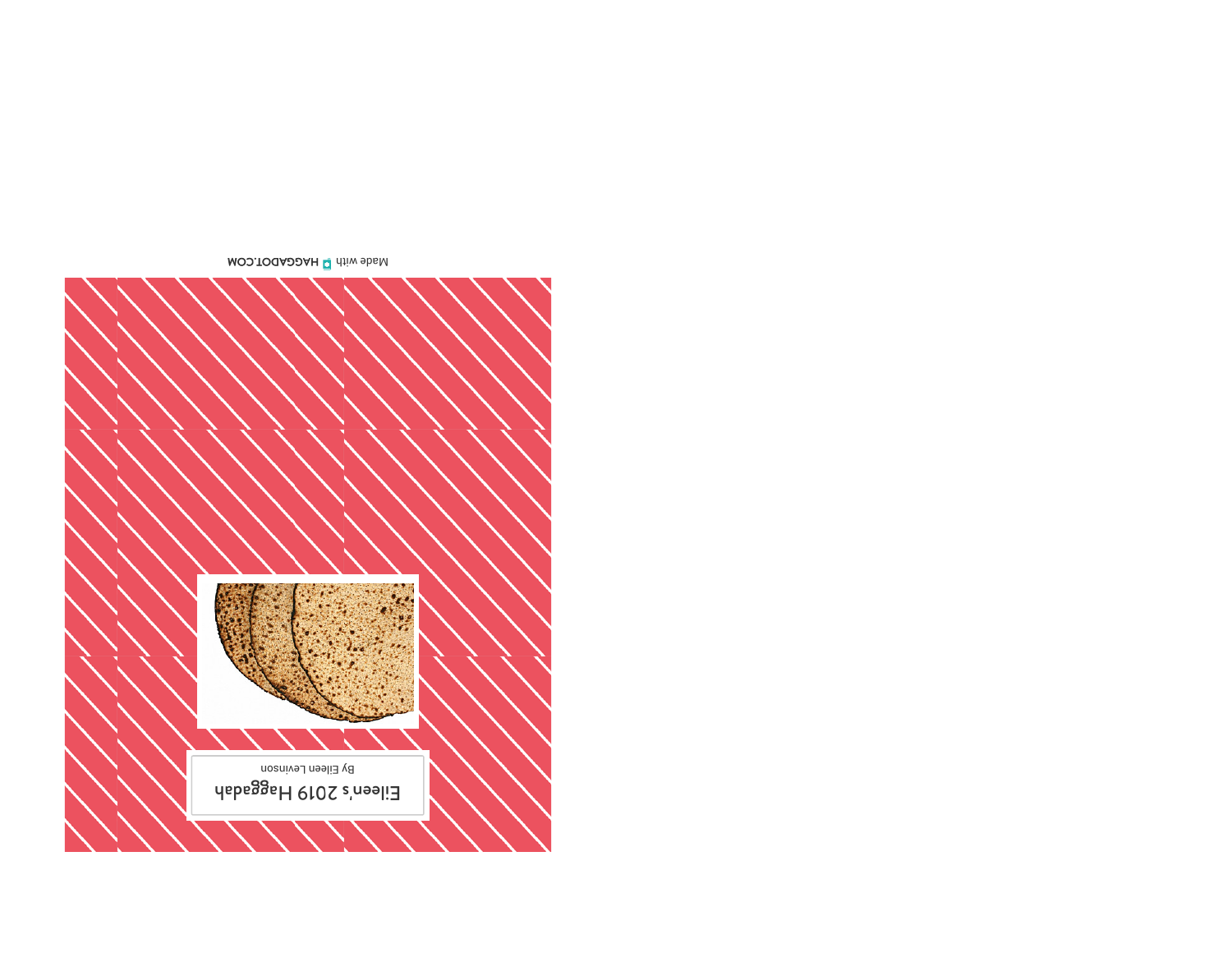# Eileen's 2019 Haggadah

By Eileen Levinson

Made with HAGGADOT.COM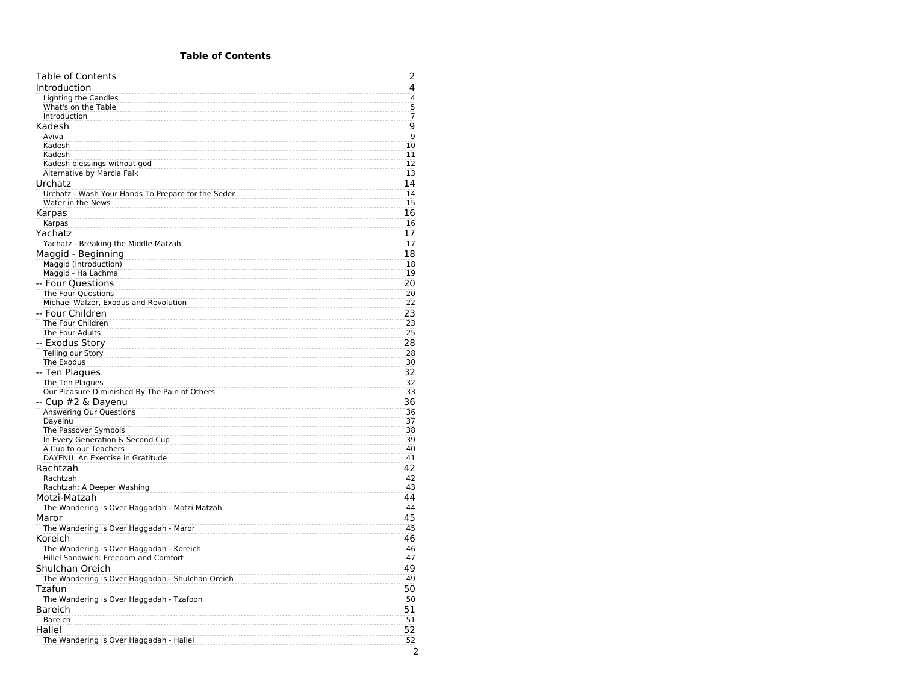# Table of Contents

| | |
|---|---|
| Table of Contents | 2 |
| **Introduction** | 4 |
| Lighting the Candles | 4 |
| What's on the Table | 5 |
| Introduction | 7 |
| **Kadesh** | 9 |
| Aviva | 9 |
| Kadesh | 10 |
| Kadesh | 11 |
| Kadesh blessings without god | 12 |
| Alternative by Marcia Falk | 13 |
| **Urchatz** | 14 |
| Urchatz - Wash Your Hands To Prepare for the Seder | 14 |
| Water in the News | 15 |
| **Karpas** | 16 |
| Karpas | 16 |
| **Yachatz** | 17 |
| Yachatz - Breaking the Middle Matzah | 17 |
| **Maggid - Beginning** | 18 |
| Maggid (Introduction) | 18 |
| Maggid - Ha Lachma | 19 |
| **-- Four Questions** | 20 |
| The Four Questions | 20 |
| Michael Walzer, Exodus and Revolution | 22 |
| **-- Four Children** | 23 |
| The Four Children | 23 |
| The Four Adults | 25 |
| **-- Exodus Story** | 28 |
| Telling our Story | 28 |
| The Exodus | 30 |
| **-- Ten Plagues** | 32 |
| The Ten Plagues | 32 |
| Our Pleasure Diminished By The Pain of Others | 33 |
| **-- Cup #2 & Dayenu** | 36 |
| Answering Our Questions | 36 |
| Dayeinu | 37 |
| The Passover Symbols | 38 |
| In Every Generation & Second Cup | 39 |
| A Cup to our Teachers | 40 |
| DAYENU: An Exercise in Gratitude | 41 |
| **Rachtzah** | 42 |
| Rachtzah | 42 |
| Rachtzah: A Deeper Washing | 43 |
| **Motzi-Matzah** | 44 |
| The Wandering is Over Haggadah - Motzi Matzah | 44 |
| **Maror** | 45 |
| The Wandering is Over Haggadah - Maror | 45 |
| **Koreich** | 46 |
| The Wandering is Over Haggadah - Koreich | 46 |
| Hillel Sandwich: Freedom and Comfort | 47 |
| **Shulchan Oreich** | 49 |
| The Wandering is Over Haggadah - Shulchan Oreich | 49 |
| **Tzafun** | 50 |
| The Wandering is Over Haggadah - Tzafoon | 50 |
| **Bareich** | 51 |
| Bareich | 51 |
| **Hallel** | 52 |
| The Wandering is Over Haggadah - Hallel | 52 |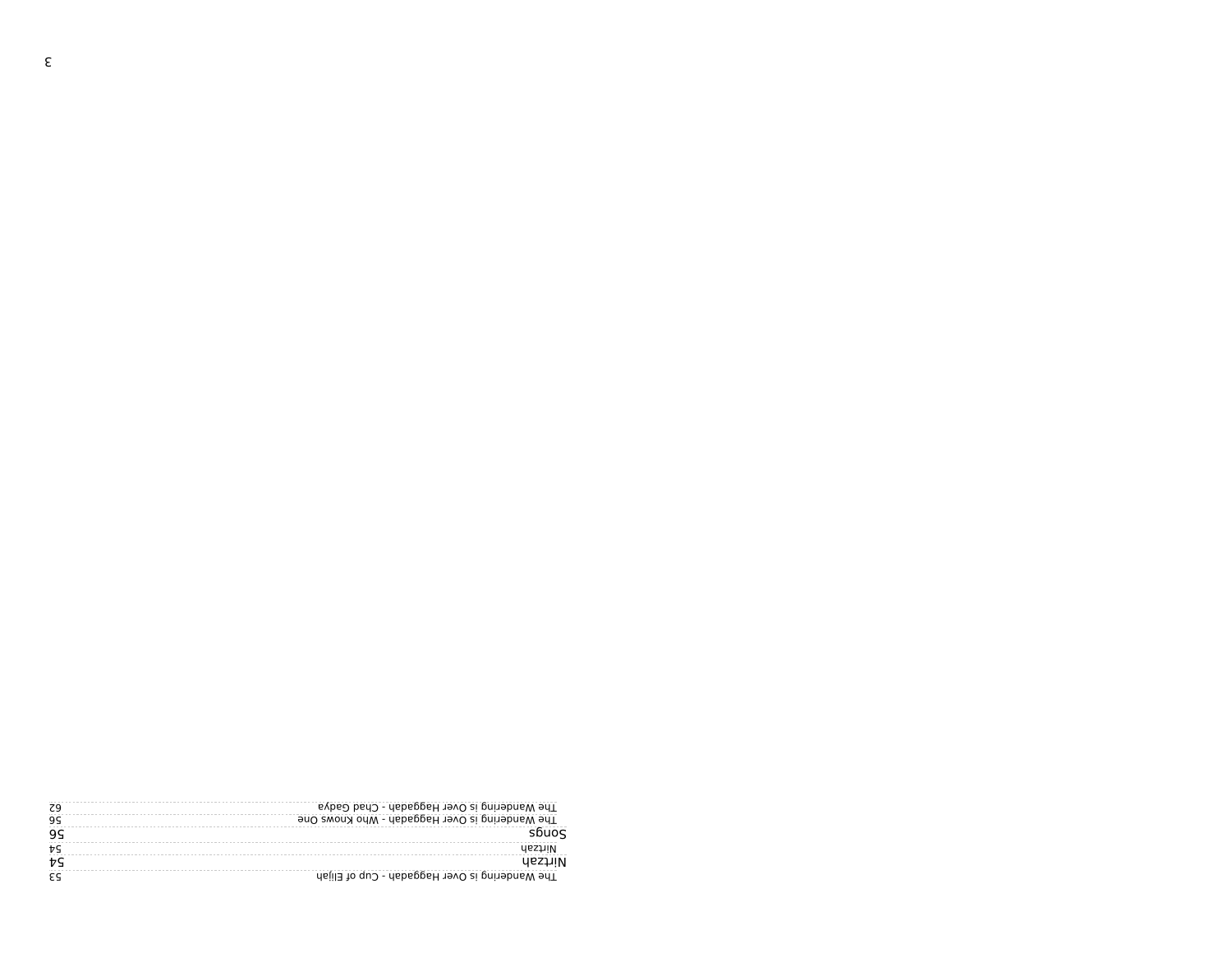| | |
|---|---|
| The Wandering is Over Haggadah - Cup of Elijah | 53 |
| Nirtzah | 54 |
| Nirtzah | 54 |
| Songs | 56 |
| The Wandering is Over Haggadah - Who Knows One | 56 |
| The Wandering is Over Haggadah - Chad Gadya | 62 |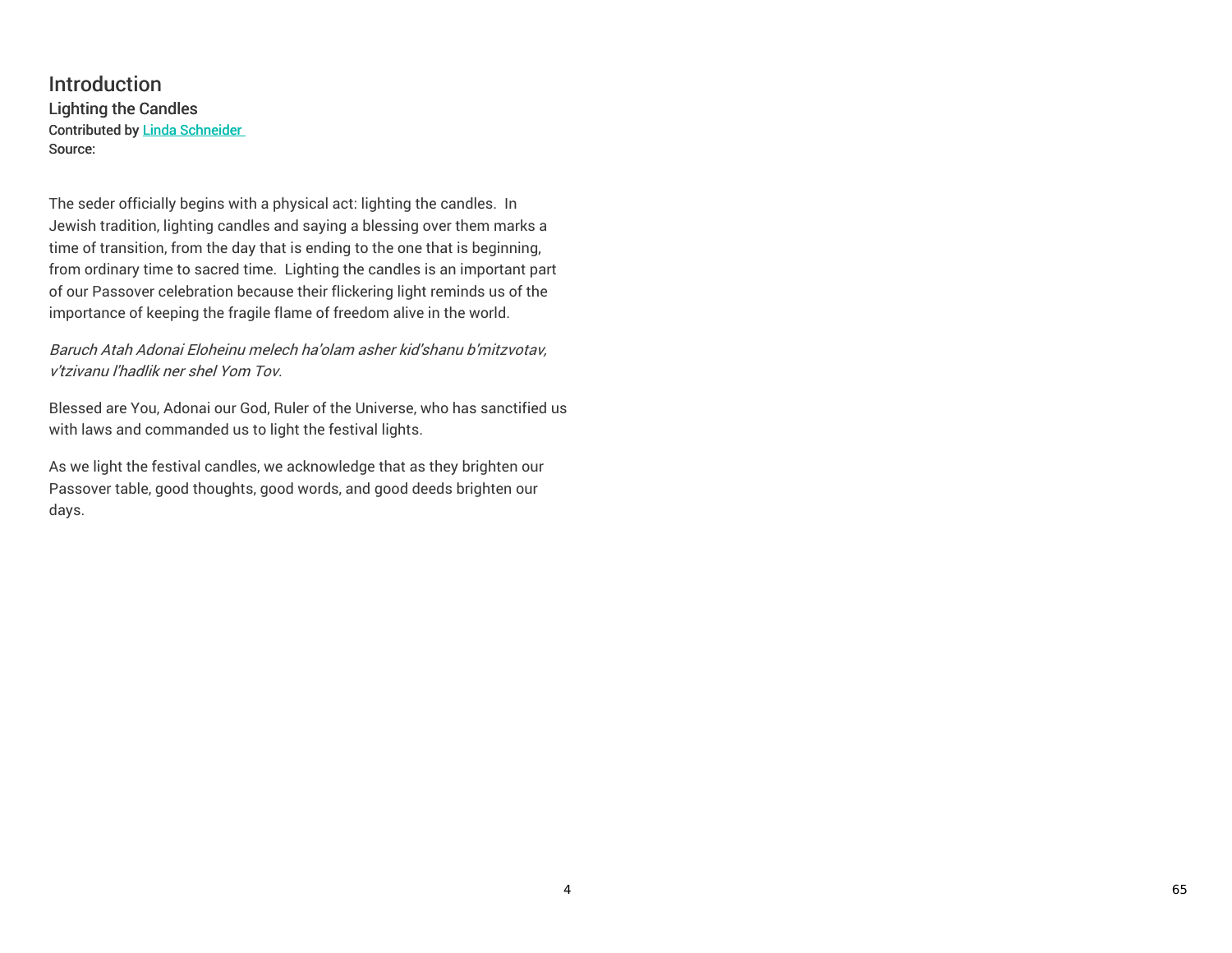# Introduction

## Lighting the Candles

Contributed by [Linda Schneider]
Source:

The seder officially begins with a physical act: lighting the candles. In Jewish tradition, lighting candles and saying a blessing over them marks a time of transition, from the day that is ending to the one that is beginning, from ordinary time to sacred time. Lighting the candles is an important part of our Passover celebration because their flickering light reminds us of the importance of keeping the fragile flame of freedom alive in the world.

*Baruch Atah Adonai Eloheinu melech ha'olam asher kid'shanu b'mitzvotav, v'tzivanu l'hadlik ner shel Yom Tov.*

Blessed are You, Adonai our God, Ruler of the Universe, who has sanctified us with laws and commanded us to light the festival lights.

As we light the festival candles, we acknowledge that as they brighten our Passover table, good thoughts, good words, and good deeds brighten our days.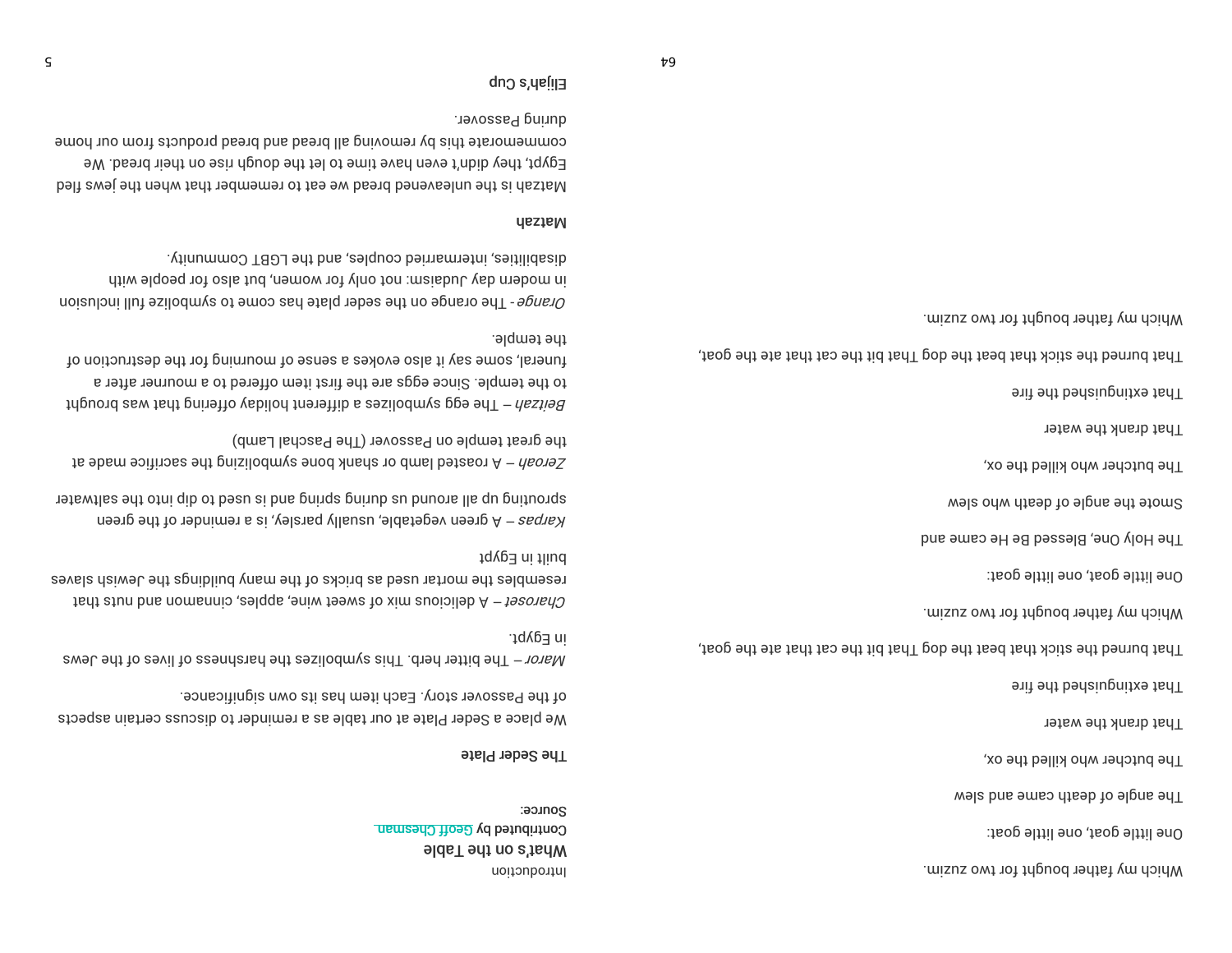Which my father bought for two zuzim.

One little goat, one little goat:

The angle of death came and slew

The butcher who killed the ox,

That drank the water

That extinguished the fire

That burned the stick that beat the dog That bit the cat that ate the goat,

Which my father bought for two zuzim.

One little goat, one little goat:

The Holy One, Blessed Be He came and

Smote the angle of death who slew

The butcher who killed the ox,

That drank the water

That extinguished the fire

That burned the stick that beat the dog That bit the cat that ate the goat,

Which my father bought for two zuzim.

Introduction

## What's on the Table

Contributed by Geoff Chesman

Source:

### The Seder Plate

We place a Seder Plate at our table as a reminder to discuss certain aspects of the Passover story. Each item has its own significance.

*Maror* – The bitter herb. This symbolizes the harshness of lives of the Jews in Egypt.

*Charoset* – A delicious mix of sweet wine, apples, cinnamon and nuts that resembles the mortar used as bricks of the many buildings the Jewish slaves built in Egypt

*Karpas* – A green vegetable, usually parsley, is a reminder of the green sprouting up all around us during spring and is used to dip into the saltwater

*Zeroah* – A roasted lamb or shank bone symbolizing the sacrifice made at the great temple on Passover (The Paschal Lamb)

*Beitzah* – The egg symbolizes a different holiday offering that was brought to the temple. Since eggs are the first item offered to a mourner after a funeral, some say it also evokes a sense of mourning for the destruction of the temple.

*Orange* - The orange on the seder plate has come to symbolize full inclusion in modern day Judaism: not only for women, but also for people with disabilities, intermarried couples, and the LGBT Community.

### Matzah

Matzah is the unleavened bread we eat to remember that when the jews fled Egypt, they didn't even have time to let the dough rise on their bread. We commemorate this by removing all bread and bread products from our home during Passover.

### Elijah's Cup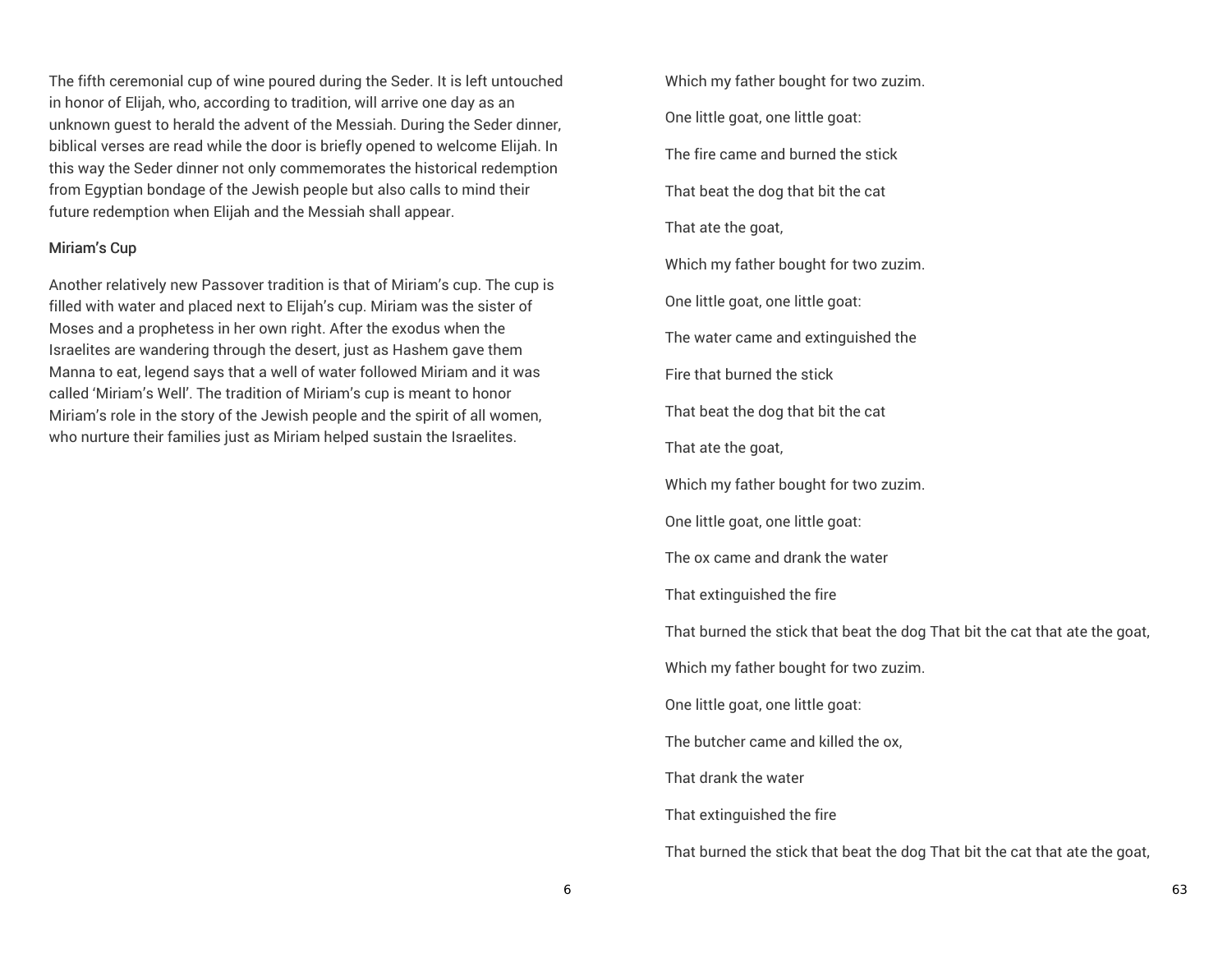The fifth ceremonial cup of wine poured during the Seder. It is left untouched in honor of Elijah, who, according to tradition, will arrive one day as an unknown guest to herald the advent of the Messiah. During the Seder dinner, biblical verses are read while the door is briefly opened to welcome Elijah. In this way the Seder dinner not only commemorates the historical redemption from Egyptian bondage of the Jewish people but also calls to mind their future redemption when Elijah and the Messiah shall appear.

### Miriam's Cup

Another relatively new Passover tradition is that of Miriam's cup. The cup is filled with water and placed next to Elijah's cup. Miriam was the sister of Moses and a prophetess in her own right. After the exodus when the Israelites are wandering through the desert, just as Hashem gave them Manna to eat, legend says that a well of water followed Miriam and it was called 'Miriam's Well'. The tradition of Miriam's cup is meant to honor Miriam's role in the story of the Jewish people and the spirit of all women, who nurture their families just as Miriam helped sustain the Israelites.

Which my father bought for two zuzim.

One little goat, one little goat:

The fire came and burned the stick

That beat the dog that bit the cat

That ate the goat,

Which my father bought for two zuzim.

One little goat, one little goat:

The water came and extinguished the

Fire that burned the stick

That beat the dog that bit the cat

That ate the goat,

Which my father bought for two zuzim.

One little goat, one little goat:

The ox came and drank the water

That extinguished the fire

That burned the stick that beat the dog That bit the cat that ate the goat,

Which my father bought for two zuzim.

One little goat, one little goat:

The butcher came and killed the ox,

That drank the water

That extinguished the fire

That burned the stick that beat the dog That bit the cat that ate the goat,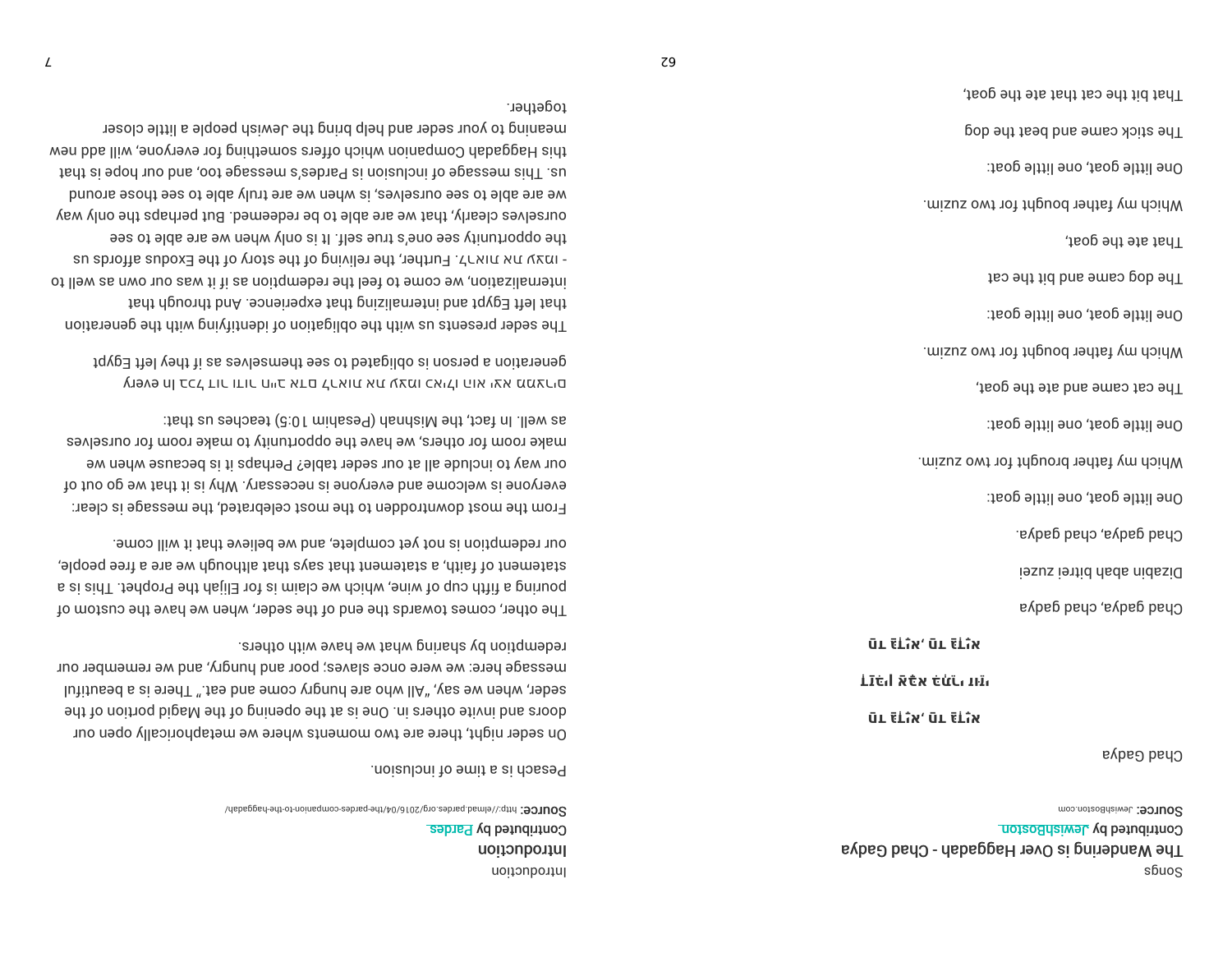Songs

## The Wandering is Over Haggadah - Chad Gadya

Contributed by JewishBoston

**Source:** JewishBoston.com

Chad Gadya

חַד גַּדְיָא, חַד גַּדְיָא

דִּזְבַן אַבָּא בִּתְרֵי זוּזֵי

חַד גַּדְיָא, חַד גַּדְיָא

Chad gadya, chad gadya

Dizabin abah bitrei zuzei

Chad gadya, chad gadya.

One little goat, one little goat:

Which my father brought for two zuzim.

One little goat, one little goat:

The cat came and ate the goat,

Which my father bought for two zuzim.

One little goat, one little goat:

The dog came and bit the cat

That ate the goat,

Which my father bought for two zuzim.

One little goat, one little goat:

The stick came and beat the dog

That bit the cat that ate the goat,

Introduction

## Introduction

Contributed by Pardes

**Source:** http://elmad.pardes.org/2016/04/the-pardes-companion-to-the-haggadah/

Pesach is a time of inclusion.

On seder night, there are two moments where we metaphorically open our doors and invite others in. One is at the opening of the Magid portion of the seder, when we say, "All who are hungry come and eat." There is a beautiful message here: we were once slaves; poor and hungry, and we remember our redemption by sharing what we have with others.

The other, comes towards the end of the seder, when we have the custom of pouring a fifth cup of wine, which we claim is for Elijah the Prophet. This is a statement of faith, a statement that says that although we are a free people, our redemption is not yet complete, and we believe that it will come.

From the most downtrodden to the most celebrated, the message is clear: everyone is welcome and everyone is necessary. Why is it that we go out of our way to include all at our seder table? Perhaps it is because when we make room for others, we have the opportunity to make room for ourselves as well. In fact, the Mishnah (Pesahim 10:5) teaches us that:

בכל דור ודור חייב אדם לראות את עצמו כאילו הוא יצא ממצרים In every generation a person is obligated to see themselves as if they left Egypt

The seder presents us with the obligation of identifying with the generation that left Egypt and internalizing that experience. And through that internalization, we come to feel the redemption as if it was our own as well to - לראות את עצמו. Further, the reliving of the story of the Exodus affords us the opportunity see one's true self. It is only when we are able to see ourselves clearly, that we are able to be redeemed. But perhaps the only way we are able to see ourselves, is when we are truly able to see those around us. This message of inclusion is Pardes's message too, and our hope is that this Haggadah Companion which offers something for everyone, will add new meaning to your seder and help bring the Jewish people a little closer together.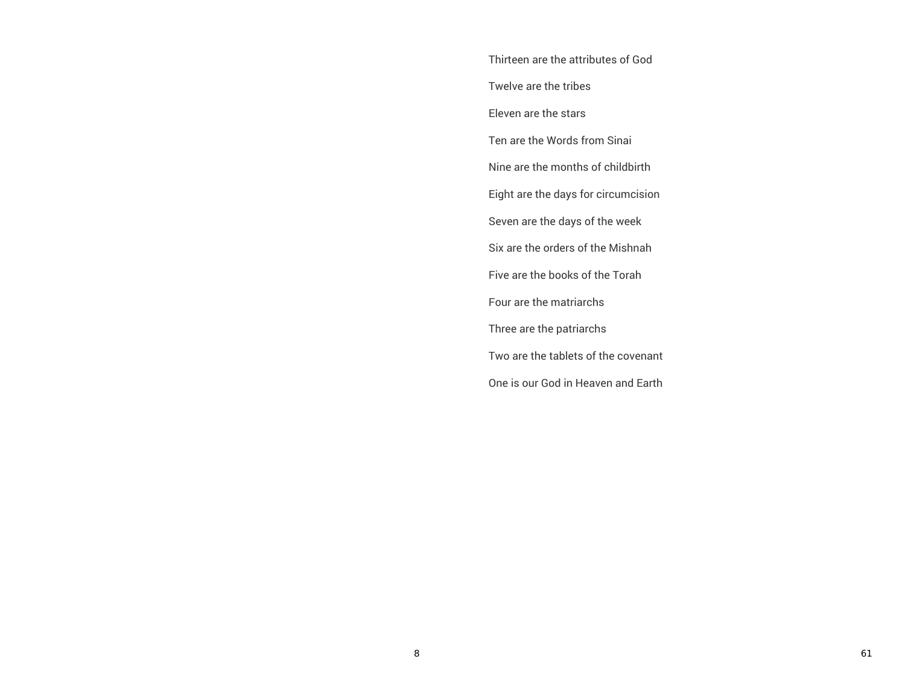Thirteen are the attributes of God

Twelve are the tribes

Eleven are the stars

Ten are the Words from Sinai

Nine are the months of childbirth

Eight are the days for circumcision

Seven are the days of the week

Six are the orders of the Mishnah

Five are the books of the Torah

Four are the matriarchs

Three are the patriarchs

Two are the tablets of the covenant

One is our God in Heaven and Earth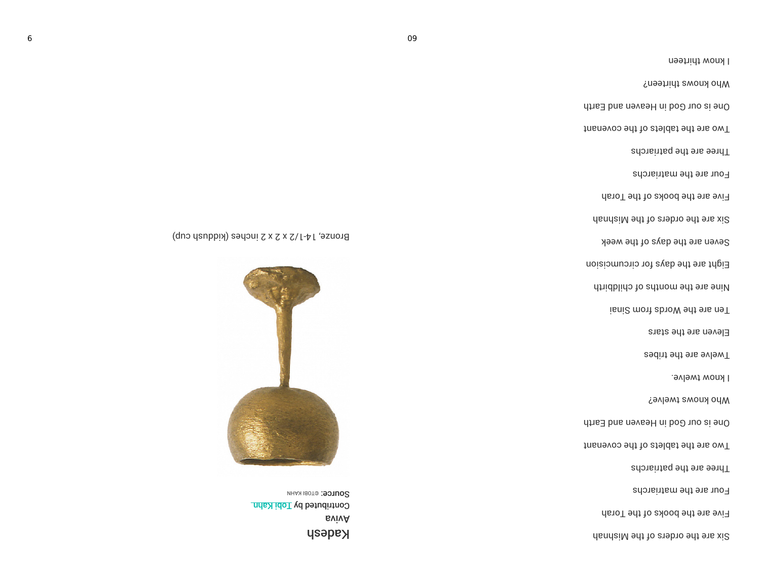# Kadesh

Aviva

Contributed by Tobi Kahn

Source: ©TOBI KAHN

Bronze, 14-1/2 x 2 x 2 inches (kiddush cup)

Six are the orders of the Mishnah

Five are the books of the Torah

Four are the matriarchs

Three are the patriarchs

Two are the tablets of the covenant

One is our God in Heaven and Earth

Who knows twelve?

I know twelve.

Twelve are the tribes

Eleven are the stars

Ten are the Words from Sinai

Nine are the months of childbirth

Eight are the days for circumcision

Seven are the days of the week

Six are the orders of the Mishnah

Five are the books of the Torah

Four are the matriarchs

Three are the patriarchs

Two are the tablets of the covenant

One is our God in Heaven and Earth

Who knows thirteen?

I know thirteen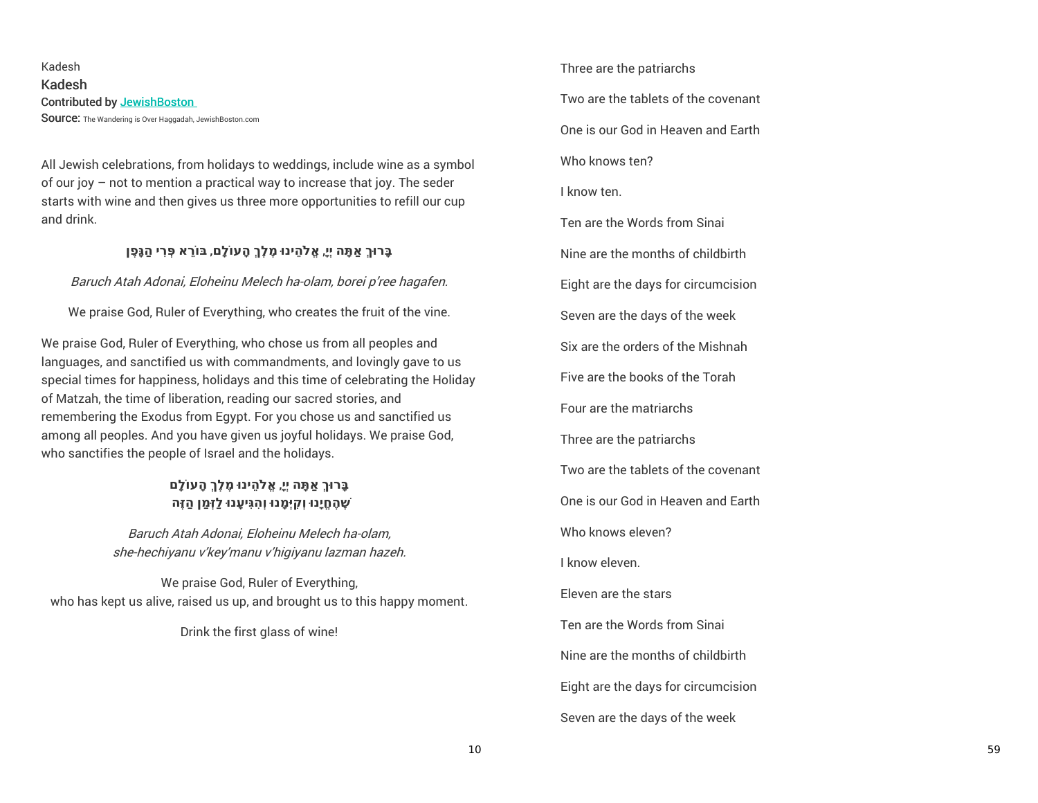Kadesh

## Kadesh

Contributed by JewishBoston

Source: The Wandering is Over Haggadah, JewishBoston.com

All Jewish celebrations, from holidays to weddings, include wine as a symbol of our joy – not to mention a practical way to increase that joy. The seder starts with wine and then gives us three more opportunities to refill our cup and drink.

בָּרוּךְ אַתָּה יְיָ, אֱלֹהֵינוּ מֶלֶךְ הָעוֹלָם, בּוֹרֵא פְּרִי הַגָּפֶן

*Baruch Atah Adonai, Eloheinu Melech ha-olam, borei p'ree hagafen.*

We praise God, Ruler of Everything, who creates the fruit of the vine.

We praise God, Ruler of Everything, who chose us from all peoples and languages, and sanctified us with commandments, and lovingly gave to us special times for happiness, holidays and this time of celebrating the Holiday of Matzah, the time of liberation, reading our sacred stories, and remembering the Exodus from Egypt. For you chose us and sanctified us among all peoples. And you have given us joyful holidays. We praise God, who sanctifies the people of Israel and the holidays.

בָּרוּךְ אַתָּה יְיָ, אֱלֹהֵינוּ מֶלֶךְ הָעוֹלָם
שֶׁהֶחֱיָנוּ וְקִיְּמָנוּ וְהִגִּיעָנוּ לַזְּמַן הַזֶּה

*Baruch Atah Adonai, Eloheinu Melech ha-olam,*
*she-hechiyanu v'key'manu v'higiyanu lazman hazeh.*

We praise God, Ruler of Everything,
who has kept us alive, raised us up, and brought us to this happy moment.

Drink the first glass of wine!

Three are the patriarchs

Two are the tablets of the covenant

One is our God in Heaven and Earth

Who knows ten?

I know ten.

Ten are the Words from Sinai

Nine are the months of childbirth

Eight are the days for circumcision

Seven are the days of the week

Six are the orders of the Mishnah

Five are the books of the Torah

Four are the matriarchs

Three are the patriarchs

Two are the tablets of the covenant

One is our God in Heaven and Earth

Who knows eleven?

I know eleven.

Eleven are the stars

Ten are the Words from Sinai

Nine are the months of childbirth

Eight are the days for circumcision

Seven are the days of the week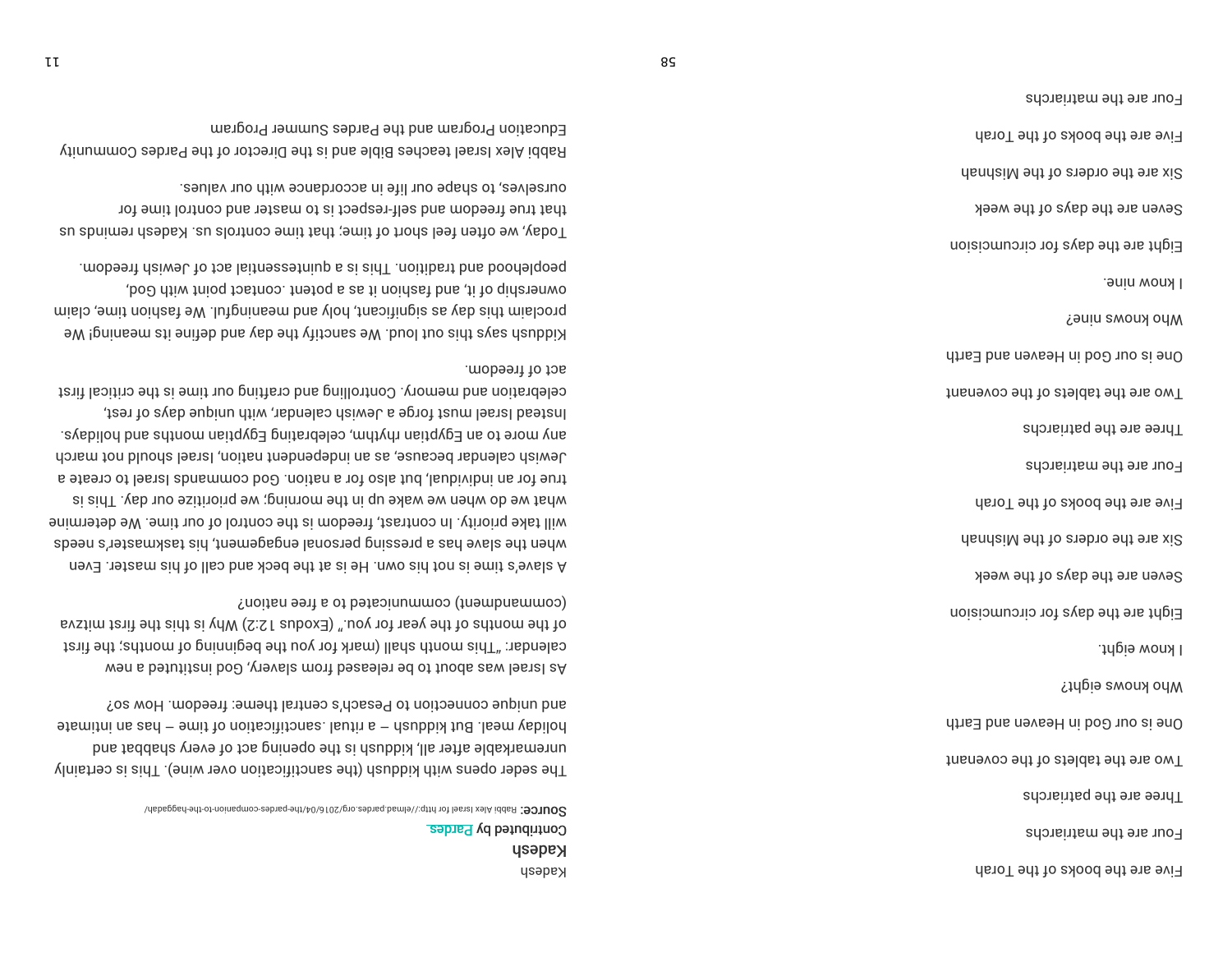Five are the books of the Torah

Four are the matriarchs

Three are the patriarchs

Two are the tablets of the covenant

One is our God in Heaven and Earth

Who knows eight?

I know eight.

Eight are the days for circumcision

Seven are the days of the week

Six are the orders of the Mishnah

Five are the books of the Torah

Four are the matriarchs

Three are the patriarchs

Two are the tablets of the covenant

One is our God in Heaven and Earth

Who knows nine?

I know nine.

Eight are the days for circumcision

Seven are the days of the week

Six are the orders of the Mishnah

Five are the books of the Torah

Four are the matriarchs

Kadesh

## Kadesh

Contributed by Pardes

**Source:** Rabbi Alex Israel for http://elmad.pardes.org/2016/04/the-pardes-companion-to-the-haggadah/

The seder opens with kiddush (the sanctification over wine). This is certainly unremarkable after all, kiddush is the opening act of every shabbat and holiday meal. But kiddush – a ritual .sanctification of time – has an intimate and unique connection to Pesach's central theme: freedom. How so?

As Israel was about to be released from slavery, God instituted a new calendar: "This month shall (mark for you the beginning of months; the first of the months of the year for you." (Exodus 12:2) Why is this the first mitzva (commandment) communicated to a free nation?

A slave's time is not his own. He is at the beck and call of his master. Even when the slave has a pressing personal engagement, his taskmaster's needs will take priority. In contrast, freedom is the control of our time. We determine what we do when we wake up in the morning; we prioritize our day. This is true for an individual, but also for a nation. God commands Israel to create a Jewish calendar because, as an independent nation, Israel should not march any more to an Egyptian rhythm, celebrating Egyptian months and holidays. Instead Israel must forge a Jewish calendar, with unique days of rest, celebration and memory. Controlling and crafting our time is the critical first act of freedom.

Kiddush says this out loud. We sanctify the day and define its meaning! We proclaim this day as significant, holy and meaningful. We fashion time, claim ownership of it, and fashion it as a potent .contact point with God, peoplehood and tradition. This is a quintessential act of Jewish freedom.

Today, we often feel short of time; that time controls us. Kadesh reminds us that true freedom and self-respect is to master and control time for ourselves, to shape our life in accordance with our values.

Rabbi Alex Israel teaches Bible and is the Director of the Pardes Community Education Program and the Pardes Summer Program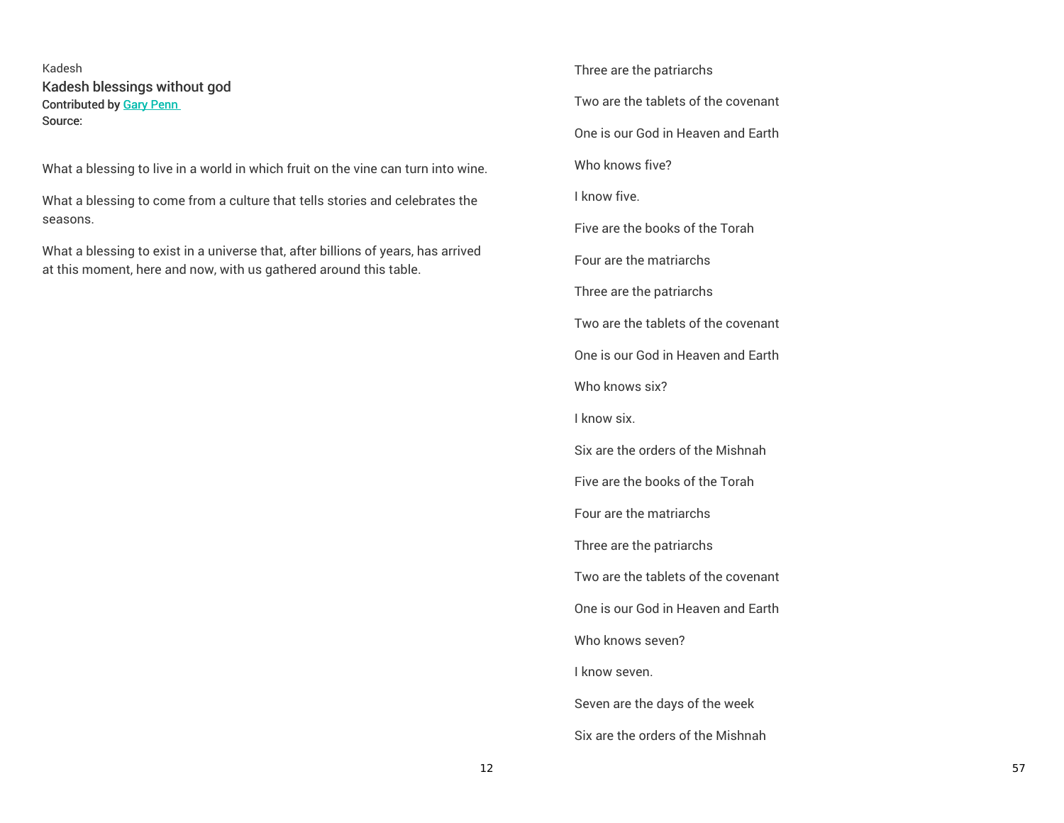Kadesh

## Kadesh blessings without god

Contributed by Gary Penn

Source:

What a blessing to live in a world in which fruit on the vine can turn into wine.

What a blessing to come from a culture that tells stories and celebrates the seasons.

What a blessing to exist in a universe that, after billions of years, has arrived at this moment, here and now, with us gathered around this table.

Three are the patriarchs

Two are the tablets of the covenant

One is our God in Heaven and Earth

Who knows five?

I know five.

Five are the books of the Torah

Four are the matriarchs

Three are the patriarchs

Two are the tablets of the covenant

One is our God in Heaven and Earth

Who knows six?

I know six.

Six are the orders of the Mishnah

Five are the books of the Torah

Four are the matriarchs

Three are the patriarchs

Two are the tablets of the covenant

One is our God in Heaven and Earth

Who knows seven?

I know seven.

Seven are the days of the week

Six are the orders of the Mishnah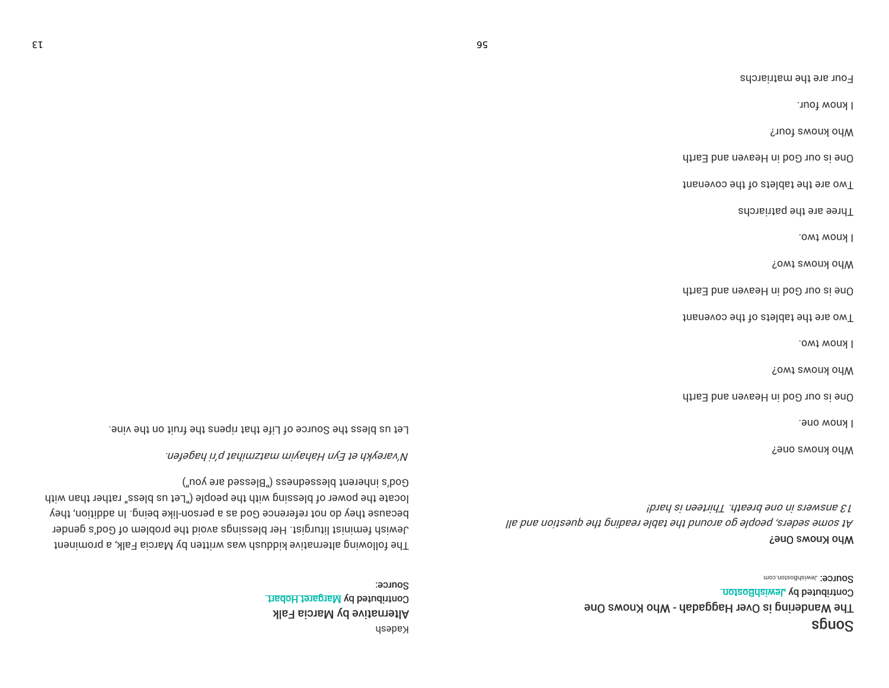# Songs

## The Wandering is Over Haggadah - Who Knows One

Contributed by JewishBoston

**Source:** JewishBoston.com

**Who Knows One?**

*At some seders, people go around the table reading the question and all 13 answers in one breath. Thirteen is hard!*

Who knows one?

I know one.

One is our God in Heaven and Earth

Who knows two?

I know two.

Two are the tablets of the covenant

One is our God in Heaven and Earth

Who knows two?

I know two.

Three are the patriarchs

Two are the tablets of the covenant

One is our God in Heaven and Earth

Who knows four?

I know four.

Four are the matriarchs

Kadesh

## Alternative by Marcia Falk

Contributed by Margaret Hobart

Source:

The following alternative kiddush was written by Marcia Falk, a prominent Jewish feminist liturgist. Her blessings avoid the problem of God's gender because they do not reference God as a person-like being. In addition, they locate the power of blessing with the people ("Let us bless" rather than with God's inherent blessedness ("Blessed are you")

*N'vareykh et Eyn Hahayim matzmihat p'ri hagefen.*

Let us bless the Source of Life that ripens the fruit on the vine.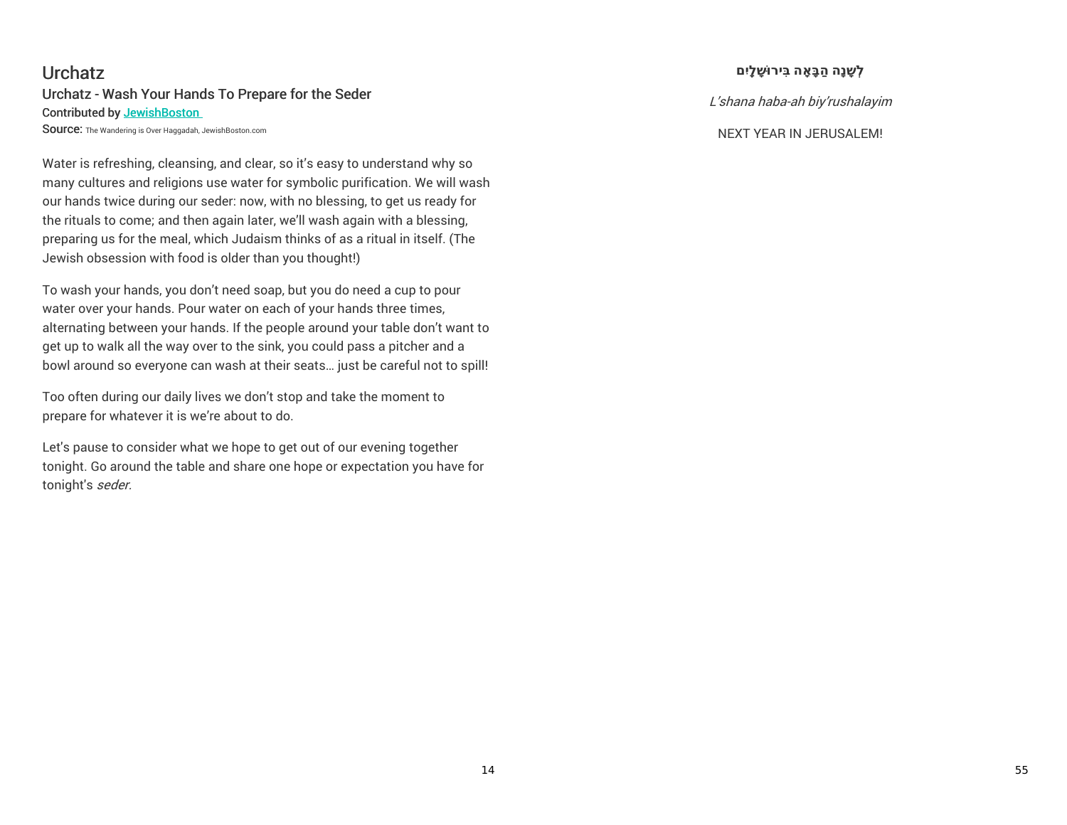# Urchatz

## Urchatz - Wash Your Hands To Prepare for the Seder

Contributed by [JewishBoston](JewishBoston)

Source: The Wandering is Over Haggadah, JewishBoston.com

Water is refreshing, cleansing, and clear, so it's easy to understand why so many cultures and religions use water for symbolic purification. We will wash our hands twice during our seder: now, with no blessing, to get us ready for the rituals to come; and then again later, we'll wash again with a blessing, preparing us for the meal, which Judaism thinks of as a ritual in itself. (The Jewish obsession with food is older than you thought!)

To wash your hands, you don't need soap, but you do need a cup to pour water over your hands. Pour water on each of your hands three times, alternating between your hands. If the people around your table don't want to get up to walk all the way over to the sink, you could pass a pitcher and a bowl around so everyone can wash at their seats… just be careful not to spill!

Too often during our daily lives we don't stop and take the moment to prepare for whatever it is we're about to do.

Let's pause to consider what we hope to get out of our evening together tonight. Go around the table and share one hope or expectation you have for tonight's *seder.*

**לְשָׁנָה הַבָּאָה בִּירוּשָׁלָיִם**

*L'shana haba-ah biy'rushalayim*

NEXT YEAR IN JERUSALEM!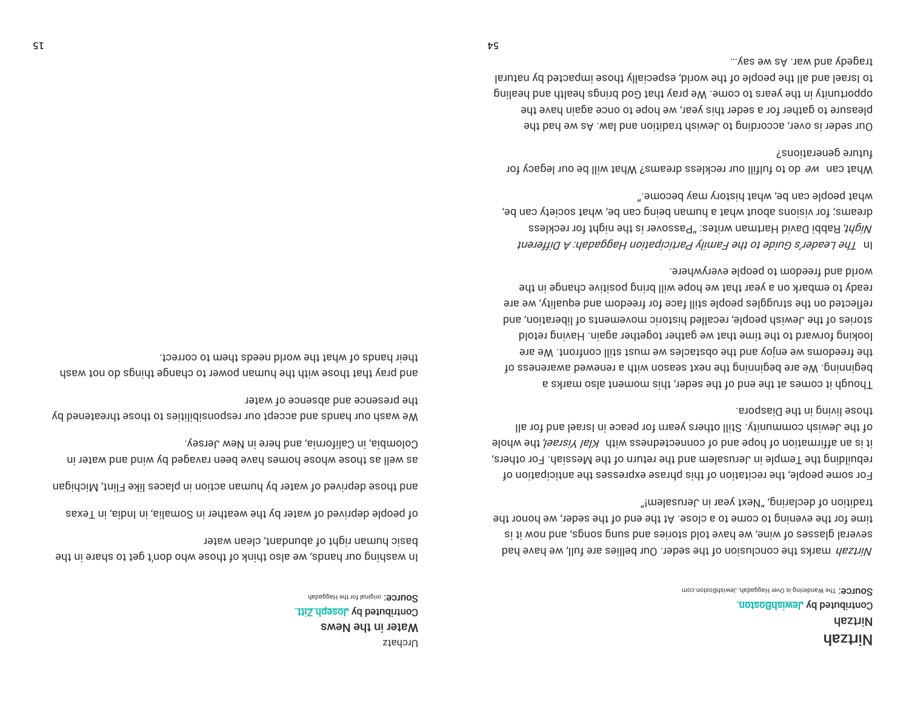# Nirtzah

**Nirtzah**

**Contributed by** JewishBoston

**Source:** The Wandering is Over Haggadah, JewishBoston.com

*Nirtzah* marks the conclusion of the seder. Our bellies are full, we have had several glasses of wine, we have told stories and sung songs, and now it is time for the evening to come to a close. At the end of the seder, we honor the tradition of declaring, "Next year in Jerusalem!"

For some people, the recitation of this phrase expresses the anticipation of rebuilding the Temple in Jerusalem and the return of the Messiah. For others, it is an affirmation of hope and of connectedness with *Klal Yisrael*, the whole of the Jewish community. Still others yearn for peace in Israel and for all those living in the Diaspora.

Though it comes at the end of the seder, this moment also marks a beginning. We are beginning the next season with a renewed awareness of the freedoms we enjoy and the obstacles we must still confront. We are looking forward to the time that we gather together again. Having retold stories of the Jewish people, recalled historic movements of liberation, and reflected on the struggles people still face for freedom and equality, we are ready to embark on a year that we hope will bring positive change in the world and freedom to people everywhere.

In *The Leader's Guide to the Family Participation Haggadah: A Different Night*, Rabbi David Hartman writes: "Passover is the night for reckless dreams; for visions about what a human being can be, what society can be, what people can be, what history may become."

What can *we* do to fulfill our reckless dreams? What will be our legacy for future generations?

Our seder is over, according to Jewish tradition and law. As we had the pleasure to gather for a seder this year, we hope to once again have the opportunity in the years to come. We pray that God brings health and healing to Israel and all the people of the world, especially those impacted by natural tragedy and war. As we say...

Urchatz

**Water in the News**

**Contributed by** Joseph Zitt

**Source:** original for the Haggadah

In washing our hands, we also think of those who don't get to share in the basic human right of abundant, clean water

of people deprived of water by the weather in Somalia, in India, in Texas

and those deprived of water by human action in places like Flint, Michigan

as well as those whose homes have been ravaged by wind and water in Colombia, in California, and here in New Jersey.

We wash our hands and accept our responsibilities to those threatened by the presence and absence of water

and pray that those with the human power to change things do not wash their hands of what the world needs them to correct.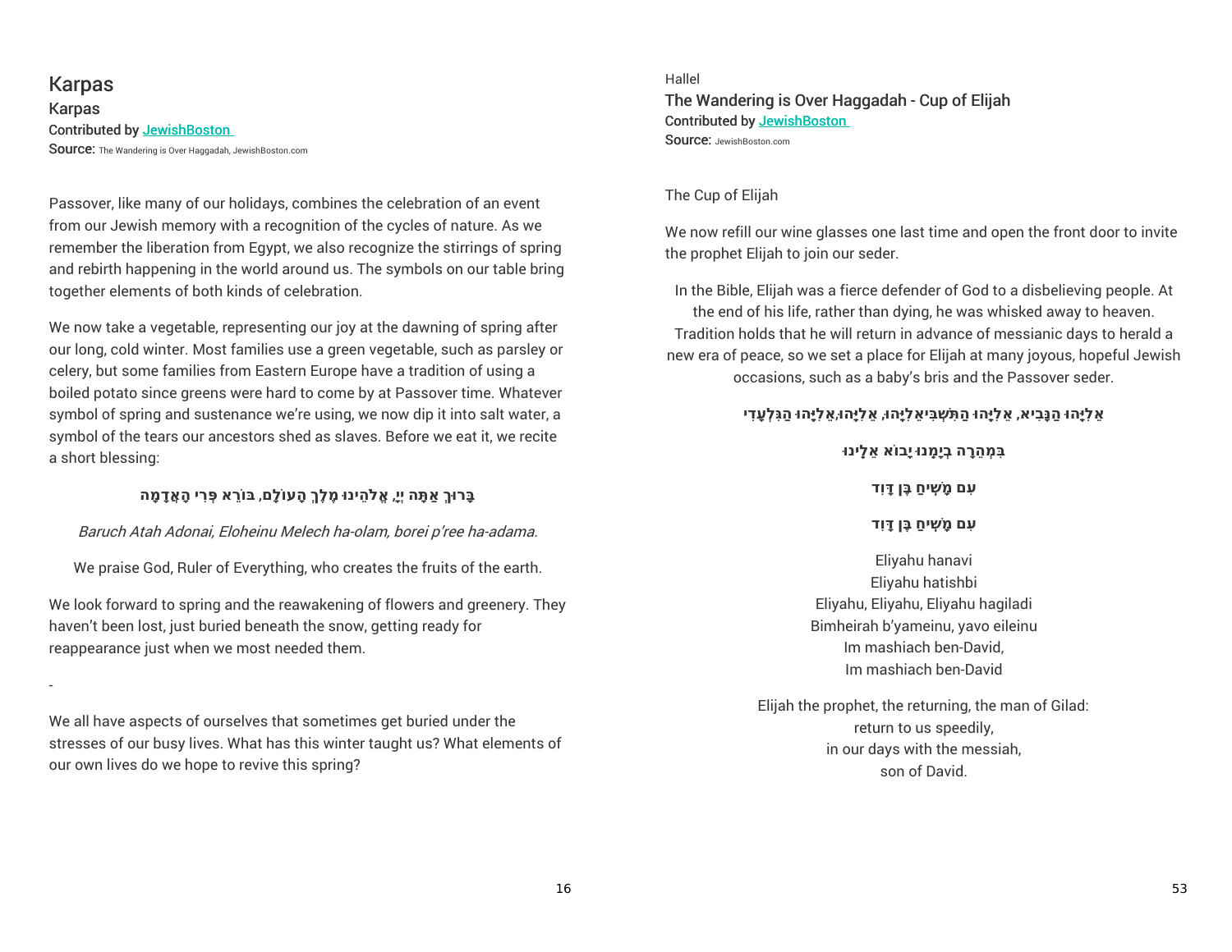# Karpas

## Karpas

Contributed by JewishBoston

Source: The Wandering is Over Haggadah, JewishBoston.com

Passover, like many of our holidays, combines the celebration of an event from our Jewish memory with a recognition of the cycles of nature. As we remember the liberation from Egypt, we also recognize the stirrings of spring and rebirth happening in the world around us. The symbols on our table bring together elements of both kinds of celebration.

We now take a vegetable, representing our joy at the dawning of spring after our long, cold winter. Most families use a green vegetable, such as parsley or celery, but some families from Eastern Europe have a tradition of using a boiled potato since greens were hard to come by at Passover time. Whatever symbol of spring and sustenance we're using, we now dip it into salt water, a symbol of the tears our ancestors shed as slaves. Before we eat it, we recite a short blessing:

בָּרוּךְ אַתָּה יְיָ, אֱלֹהֵינוּ מֶלֶךְ הָעוֹלָם, בּוֹרֵא פְּרִי הָאֲדָמָה

*Baruch Atah Adonai, Eloheinu Melech ha-olam, borei p'ree ha-adama.*

We praise God, Ruler of Everything, who creates the fruits of the earth.

We look forward to spring and the reawakening of flowers and greenery. They haven't been lost, just buried beneath the snow, getting ready for reappearance just when we most needed them.

-

We all have aspects of ourselves that sometimes get buried under the stresses of our busy lives. What has this winter taught us? What elements of our own lives do we hope to revive this spring?

Hallel

## The Wandering is Over Haggadah - Cup of Elijah

Contributed by JewishBoston

Source: JewishBoston.com

The Cup of Elijah

We now refill our wine glasses one last time and open the front door to invite the prophet Elijah to join our seder.

In the Bible, Elijah was a fierce defender of God to a disbelieving people. At the end of his life, rather than dying, he was whisked away to heaven. Tradition holds that he will return in advance of messianic days to herald a new era of peace, so we set a place for Elijah at many joyous, hopeful Jewish occasions, such as a baby's bris and the Passover seder.

אֵלִיָּהוּ הַנָּבִיא, אֵלִיָּהוּ הַתִּשְׁבִּיאֵלִיָּהוּ, אֵלִיָּהוּ,אֵלִיָּהוּ הַגִּלְעָדִי

בִּמְהֵרָה בְיָמֵנוּ יָבוֹא אֵלֵינוּ

עִם מָשִׁיחַ בֶּן דָּוִד

עִם מָשִׁיחַ בֶּן דָּוִד

Eliyahu hanavi
Eliyahu hatishbi
Eliyahu, Eliyahu, Eliyahu hagiladi
Bimheirah b'yameinu, yavo eileinu
Im mashiach ben-David,
Im mashiach ben-David

Elijah the prophet, the returning, the man of Gilad:
return to us speedily,
in our days with the messiah,
son of David.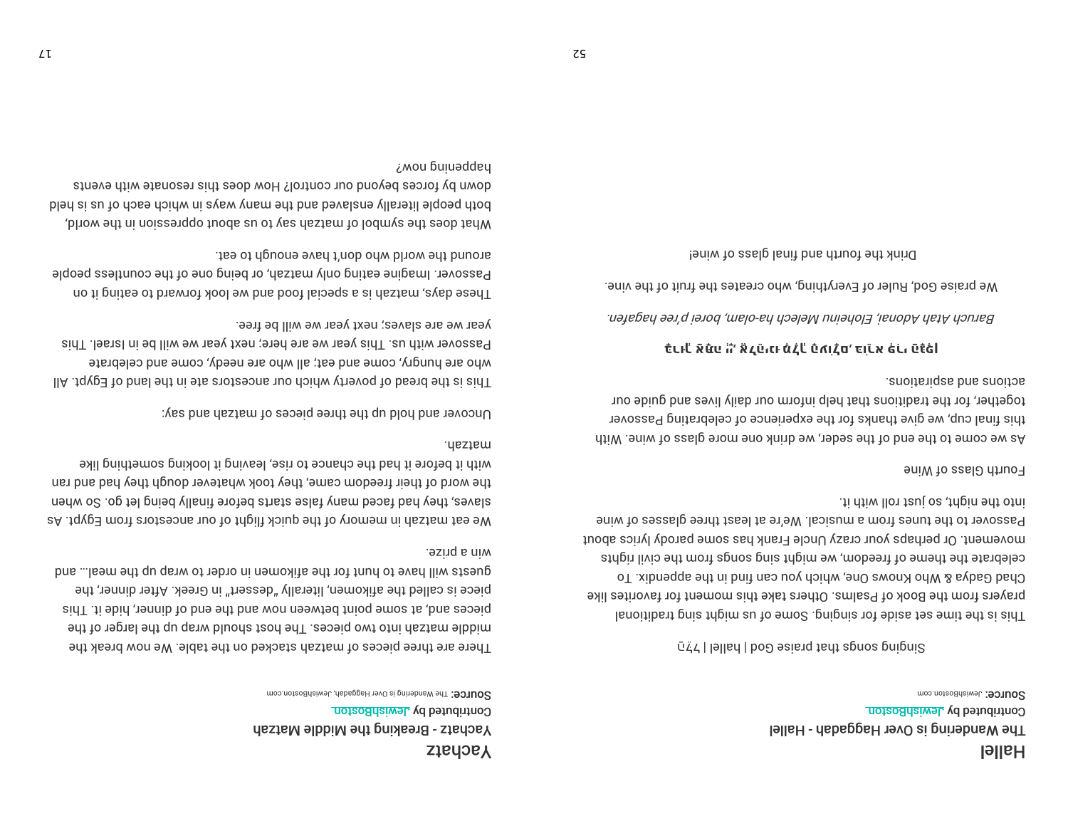# Hallel

## The Wandering is Over Haggadah - Hallel

Contributed by JewishBoston

**Source:** JewishBoston.com

Singing songs that praise God | hallel | הַלֵּל

This is the time set aside for singing. Some of us might sing traditional prayers from the Book of Psalms. Others take this moment for favorites like Chad Gadya & Who Knows One, which you can find in the appendix. To celebrate the theme of freedom, we might sing songs from the civil rights movement. Or perhaps your crazy Uncle Frank has some parody lyrics about Passover to the tunes from a musical. We're at least three glasses of wine into the night, so just roll with it.

Fourth Glass of Wine

As we come to the end of the seder, we drink one more glass of wine. With this final cup, we give thanks for the experience of celebrating Passover together, for the traditions that help inform our daily lives and guide our actions and aspirations.

**בָּרוּךְ אַתָּה יְיָ, אֱלֹהֵינוּ מֶלֶךְ הָעוֹלָם, בּוֹרֵא פְּרִי הַגָּפֶן**

*Baruch Atah Adonai, Eloheinu Melech ha-olam, borei p'ree hagafen.*

We praise God, Ruler of Everything, who creates the fruit of the vine.

Drink the fourth and final glass of wine!

# Yachatz

## Yachatz - Breaking the Middle Matzah

Contributed by JewishBoston

**Source:** The Wandering is Over Haggadah, JewishBoston.com

There are three pieces of matzah stacked on the table. We now break the middle matzah into two pieces. The host should wrap up the larger of the pieces and, at some point between now and the end of dinner, hide it. This piece is called the afikomen, literally "dessert" in Greek. After dinner, the guests will have to hunt for the afikomen in order to wrap up the meal… and win a prize.

We eat matzah in memory of the quick flight of our ancestors from Egypt. As slaves, they had faced many false starts before finally being let go. So when the word of their freedom came, they took whatever dough they had and ran with it before it had the chance to rise, leaving it looking something like matzah.

Uncover and hold up the three pieces of matzah and say:

This is the bread of poverty which our ancestors ate in the land of Egypt. All who are hungry, come and eat; all who are needy, come and celebrate Passover with us. This year we are here; next year we will be in Israel. This year we are slaves; next year we will be free.

These days, matzah is a special food and we look forward to eating it on Passover. Imagine eating only matzah, or being one of the countless people around the world who don't have enough to eat.

What does the symbol of matzah say to us about oppression in the world, both people literally enslaved and the many ways in which each of us is held down by forces beyond our control? How does this resonate with events happening now?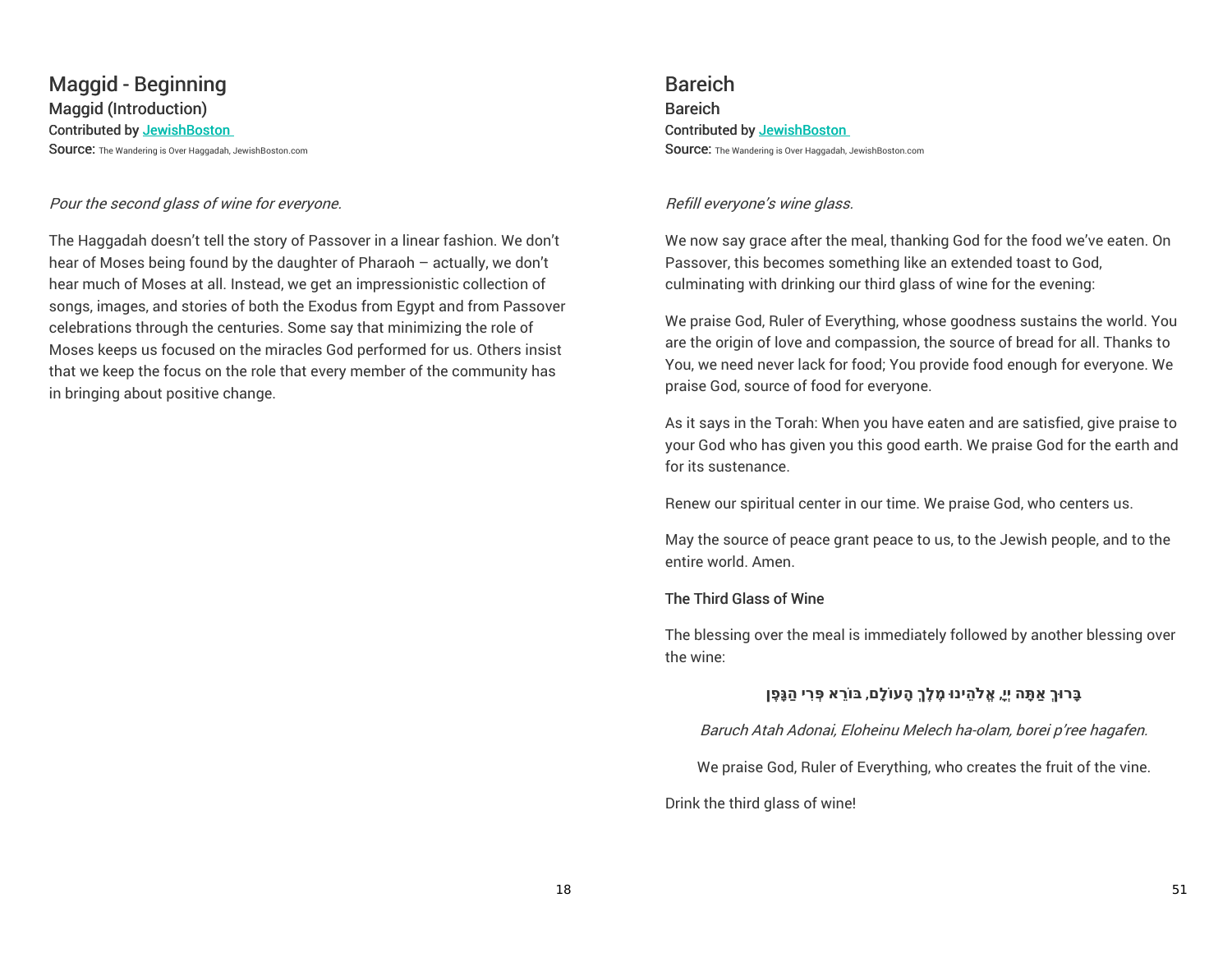# Maggid - Beginning

## Maggid (Introduction)

Contributed by JewishBoston

Source: The Wandering is Over Haggadah, JewishBoston.com

*Pour the second glass of wine for everyone.*

The Haggadah doesn't tell the story of Passover in a linear fashion. We don't hear of Moses being found by the daughter of Pharaoh – actually, we don't hear much of Moses at all. Instead, we get an impressionistic collection of songs, images, and stories of both the Exodus from Egypt and from Passover celebrations through the centuries. Some say that minimizing the role of Moses keeps us focused on the miracles God performed for us. Others insist that we keep the focus on the role that every member of the community has in bringing about positive change.

# Bareich

## Bareich

Contributed by JewishBoston

Source: The Wandering is Over Haggadah, JewishBoston.com

*Refill everyone's wine glass.*

We now say grace after the meal, thanking God for the food we've eaten. On Passover, this becomes something like an extended toast to God, culminating with drinking our third glass of wine for the evening:

We praise God, Ruler of Everything, whose goodness sustains the world. You are the origin of love and compassion, the source of bread for all. Thanks to You, we need never lack for food; You provide food enough for everyone. We praise God, source of food for everyone.

As it says in the Torah: When you have eaten and are satisfied, give praise to your God who has given you this good earth. We praise God for the earth and for its sustenance.

Renew our spiritual center in our time. We praise God, who centers us.

May the source of peace grant peace to us, to the Jewish people, and to the entire world. Amen.

### The Third Glass of Wine

The blessing over the meal is immediately followed by another blessing over the wine:

בָּרוּךְ אַתָּה יְיָ, אֱלֹהֵינוּ מֶלֶךְ הָעוֹלָם, בּוֹרֵא פְּרִי הַגָּפֶן

*Baruch Atah Adonai, Eloheinu Melech ha-olam, borei p'ree hagafen.*

We praise God, Ruler of Everything, who creates the fruit of the vine.

Drink the third glass of wine!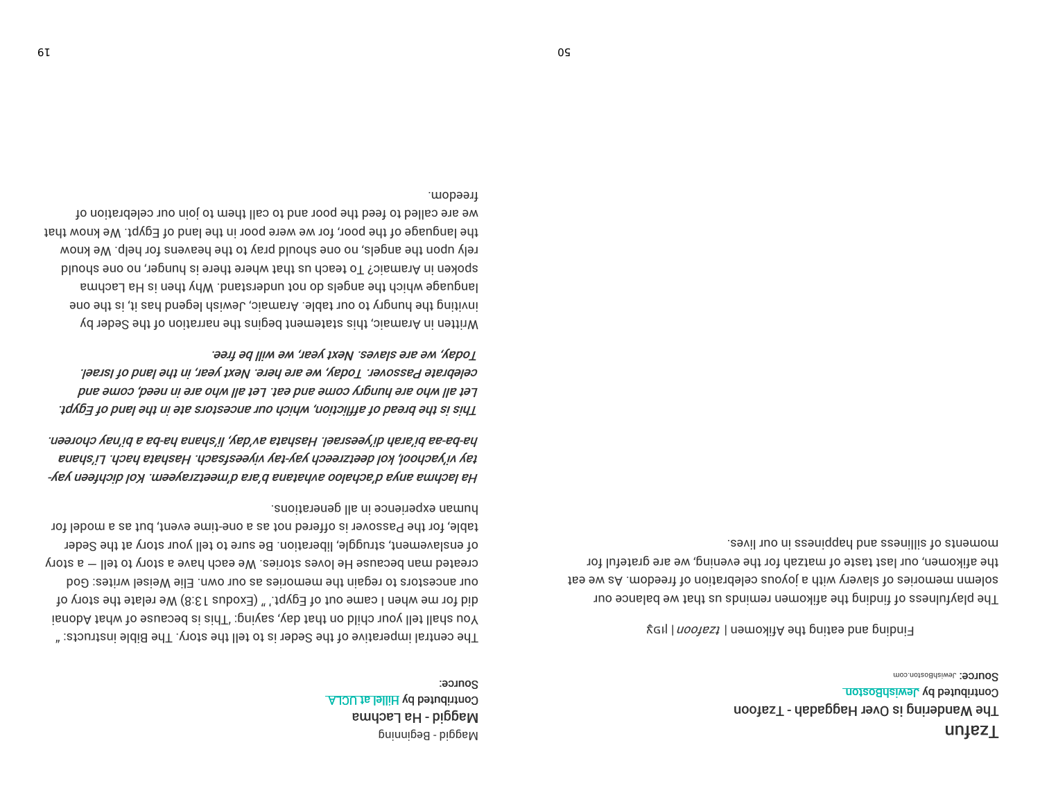# Tzafun

## The Wandering is Over Haggadah - Tzafoon

Contributed by JewishBoston

**Source:** JewishBoston.com

Finding and eating the Afikomen | *tzafoon* | צפון

The playfulness of finding the afikomen reminds us that we balance our solemn memories of slavery with a joyous celebration of freedom. As we eat the afikomen, our last taste of matzah for the evening, we are grateful for moments of silliness and happiness in our lives.

Maggid - Beginning

## Maggid - Ha Lachma

Contributed by Hillel at UCLA

Source:

The central imperative of the Seder is to tell the story. The Bible instructs: " You shall tell your child on that day, saying: 'This is because of what Adonai did for me when I came out of Egypt.' " (Exodus 13:8) We relate the story of our ancestors to regain the memories as our own. Elie Weisel writes: God created man because He loves stories. We each have a story to tell — a story of enslavement, struggle, liberation. Be sure to tell your story at the Seder table, for the Passover is offered not as a one-time event, but as a model for human experience in all generations.

*Ha lachma anya d'achaloo avhatana b'ara d'meetzrayeem. Kol dichfeen yay-tay v'yachool, kol deetzreech yay-tay v'yeesfsach. Hashata hach. L'shana ha-ba-aa b'arah d'yeesrael. Hashata av'day, l'shana ha-ba a b'nay choreen.*

*This is the bread of affliction, which our ancestors ate in the land of Egypt. Let all who are hungry come and eat. Let all who are in need, come and celebrate Passover. Today, we are here. Next year, in the land of Israel. Today, we are slaves. Next year, we will be free.*

Written in Aramaic, this statement begins the narration of the Seder by inviting the hungry to our table. Aramaic, Jewish legend has it, is the one language which the angels do not understand. Why then is Ha Lachma spoken in Aramaic? To teach us that where there is hunger, no one should rely upon the angels, no one should pray to the heavens for help. We know the language of the poor, for we were poor in the land of Egypt. We know that we are called to feed the poor and to call them to join our celebration of freedom.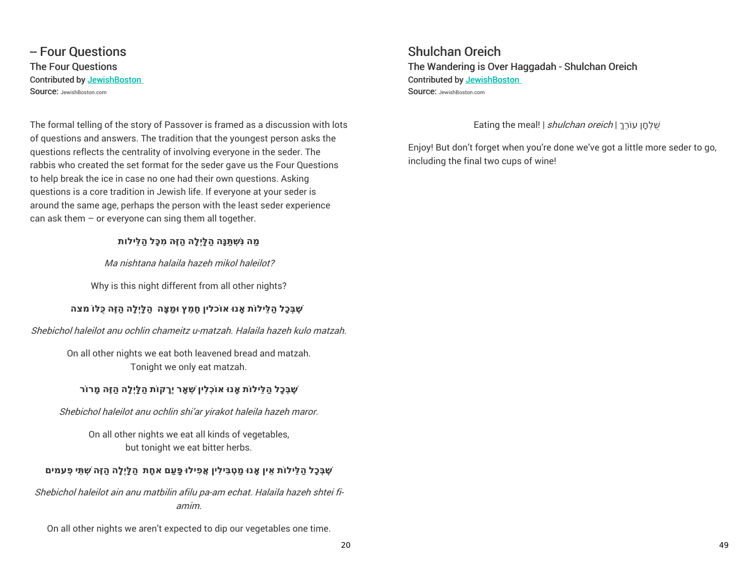## -- Four Questions

### The Four Questions

Contributed by JewishBoston

Source: JewishBoston.com

The formal telling of the story of Passover is framed as a discussion with lots of questions and answers. The tradition that the youngest person asks the questions reflects the centrality of involving everyone in the seder. The rabbis who created the set format for the seder gave us the Four Questions to help break the ice in case no one had their own questions. Asking questions is a core tradition in Jewish life. If everyone at your seder is around the same age, perhaps the person with the least seder experience can ask them – or everyone can sing them all together.

**מַה נִּשְׁתַּנָּה הַלַּיְלָה הַזֶּה מִכָּל הַלֵּילוֹת**

*Ma nishtana halaila hazeh mikol haleilot?*

Why is this night different from all other nights?

**שֶׁבְּכָל הַלֵּילוֹת אָנוּ אוֹכלין חָמֵץ וּמַצָּה  הַלַּיְלָה הַזֶּה כֻּלּוֹ מצה**

*Shebichol haleilot anu ochlin chameitz u-matzah. Halaila hazeh kulo matzah.*

On all other nights we eat both leavened bread and matzah.
Tonight we only eat matzah.

**שֶׁבְּכָל הַלֵּילוֹת אָנוּ אוֹכְלִין שְׁאָר יְרָקוֹת הַלַּיְלָה הַזֶּה מָרוֹר**

*Shebichol haleilot anu ochlin shi'ar yirakot haleila hazeh maror.*

On all other nights we eat all kinds of vegetables,
but tonight we eat bitter herbs.

**שֶׁבְּכָל הַלֵּילוֹת אֵין אָנוּ מַטְבִּילִין אֲפִילוּ פַּעַם אחָת  הַלַּיְלָה הַזֶּה שְׁתֵּי פְעמים**

*Shebichol haleilot ain anu matbilin afilu pa-am echat. Halaila hazeh shtei fi-amim.*

On all other nights we aren't expected to dip our vegetables one time.

## Shulchan Oreich

### The Wandering is Over Haggadah - Shulchan Oreich

Contributed by JewishBoston

Source: JewishBoston.com

Eating the meal! | *shulchan oreich* | שֻׁלְחָן עוֹרֵךְ

Enjoy! But don't forget when you're done we've got a little more seder to go, including the final two cups of wine!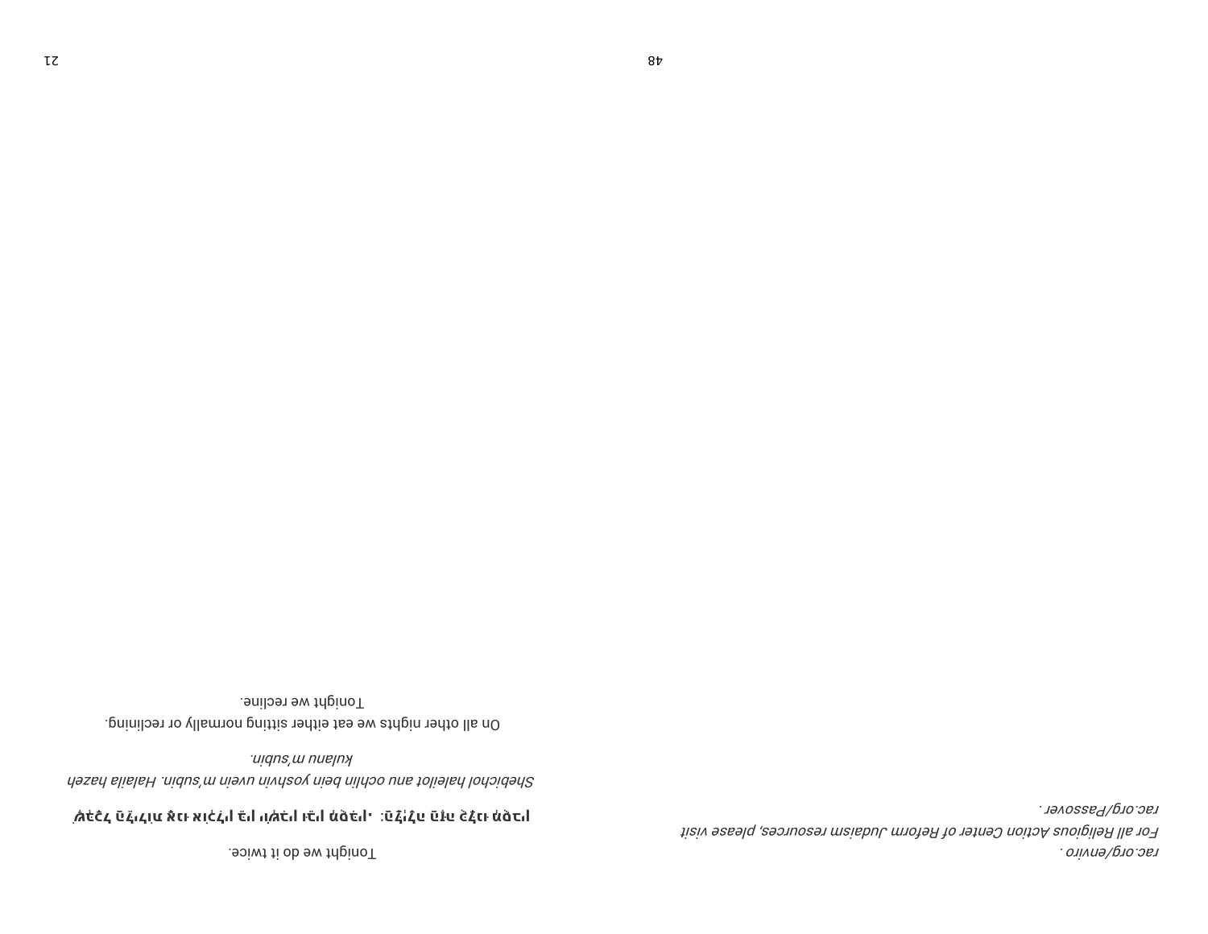*rac.org/enviro .*

*For all Religious Action Center of Reform Judaism resources, please visit rac.org/Passover .*

Tonight we do it twice.

שֶׁבְּכָל הַלֵּילוֹת אָנוּ אוֹכְלִין בֵּין יוֹשְׁבִין וּבֵין מְסֻבִּין. הַלַּיְלָה הַזֶּה כֻּלָּנוּ מְסֻבִּין:

*Shebichol haleilot anu ochlin bein yoshvin uvein m'subin. Halaila hazeh kulanu m'subin.*

On all other nights we eat either sitting normally or reclining.
Tonight we recline.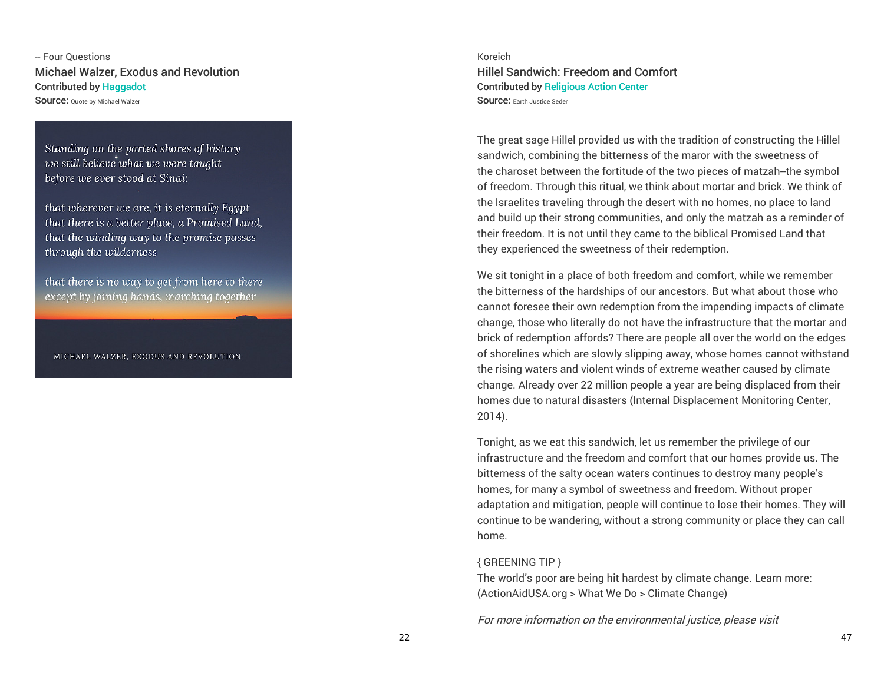-- Four Questions

## Michael Walzer, Exodus and Revolution

Contributed by Haggadot

Source: Quote by Michael Walzer

*Standing on the parted shores of history*
*we still believe what we were taught*
*before we ever stood at Sinai:*

*that wherever we are, it is eternally Egypt*
*that there is a better place, a Promised Land,*
*that the winding way to the promise passes*
*through the wilderness*

*that there is no way to get from here to there*
*except by joining hands, marching together*

MICHAEL WALZER, EXODUS AND REVOLUTION

Koreich

## Hillel Sandwich: Freedom and Comfort

Contributed by Religious Action Center

Source: Earth Justice Seder

The great sage Hillel provided us with the tradition of constructing the Hillel sandwich, combining the bitterness of the maror with the sweetness of the charoset between the fortitude of the two pieces of matzah--the symbol of freedom. Through this ritual, we think about mortar and brick. We think of the Israelites traveling through the desert with no homes, no place to land and build up their strong communities, and only the matzah as a reminder of their freedom. It is not until they came to the biblical Promised Land that they experienced the sweetness of their redemption.

We sit tonight in a place of both freedom and comfort, while we remember the bitterness of the hardships of our ancestors. But what about those who cannot foresee their own redemption from the impending impacts of climate change, those who literally do not have the infrastructure that the mortar and brick of redemption affords? There are people all over the world on the edges of shorelines which are slowly slipping away, whose homes cannot withstand the rising waters and violent winds of extreme weather caused by climate change. Already over 22 million people a year are being displaced from their homes due to natural disasters (Internal Displacement Monitoring Center, 2014).

Tonight, as we eat this sandwich, let us remember the privilege of our infrastructure and the freedom and comfort that our homes provide us. The bitterness of the salty ocean waters continues to destroy many people's homes, for many a symbol of sweetness and freedom. Without proper adaptation and mitigation, people will continue to lose their homes. They will continue to be wandering, without a strong community or place they can call home.

{ GREENING TIP }
The world's poor are being hit hardest by climate change. Learn more: (ActionAidUSA.org > What We Do > Climate Change)

*For more information on the environmental justice, please visit*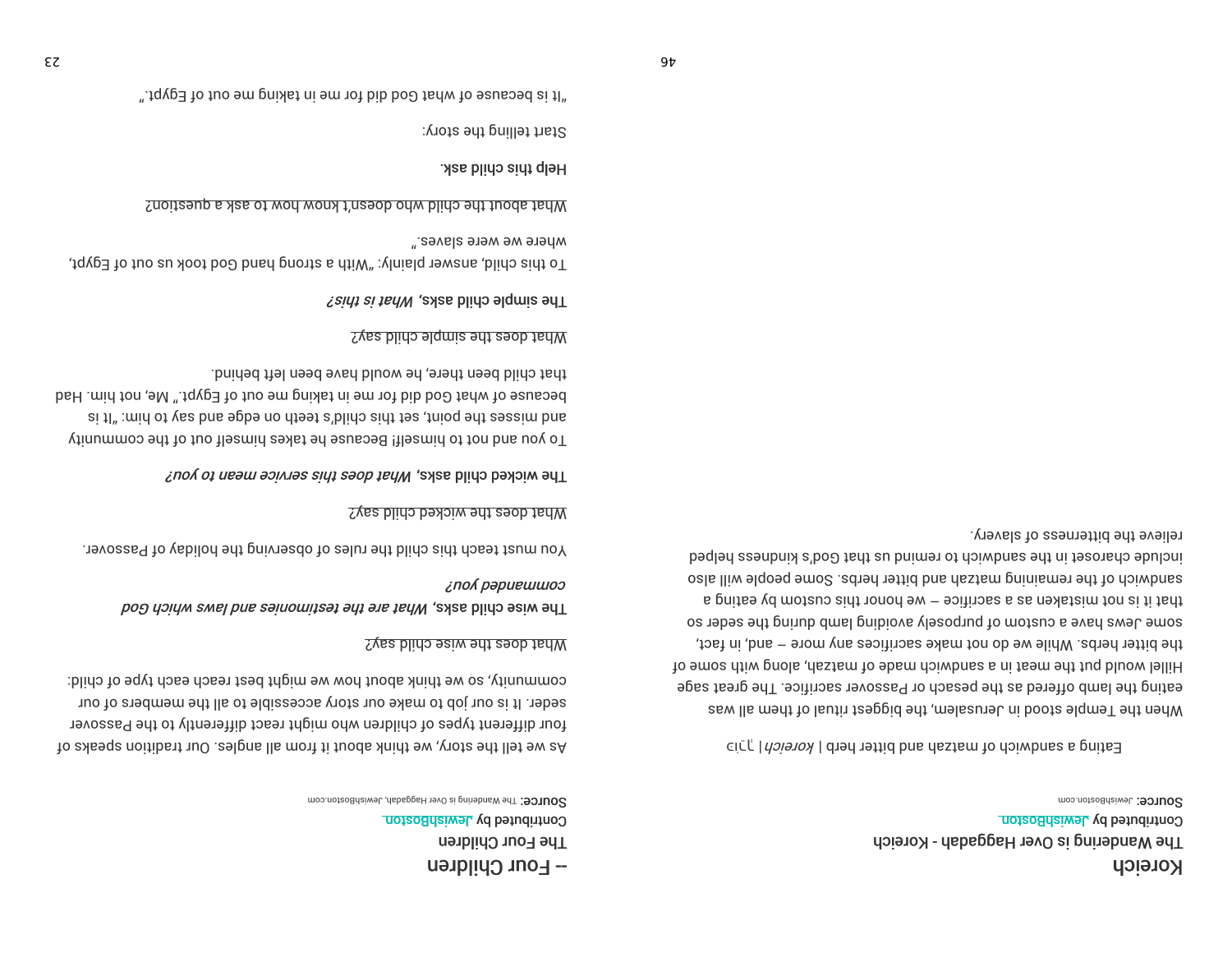# Koreich

## The Wandering is Over Haggadah - Koreich

**Contributed by** JewishBoston

**Source:** JewishBoston.com

Eating a sandwich of matzah and bitter herb | *koreich* | כּוֹרֵךְ

When the Temple stood in Jerusalem, the biggest ritual of them all was eating the lamb offered as the pesach or Passover sacrifice. The great sage Hillel would put the meat in a sandwich made of matzah, along with some of the bitter herbs. While we do not make sacrifices any more – and, in fact, some Jews have a custom of purposely avoiding lamb during the seder so that it is not mistaken as a sacrifice – we honor this custom by eating a sandwich of the remaining matzah and bitter herbs. Some people will also include charoset in the sandwich to remind us that God's kindness helped relieve the bitterness of slavery.

# -- Four Children

## The Four Children

**Contributed by** JewishBoston

**Source:** The Wandering is Over Haggadah, JewishBoston.com

As we tell the story, we think about it from all angles. Our tradition speaks of four different types of children who might react differently to the Passover seder. It is our job to make our story accessible to all the members of our community, so we think about how we might best reach each type of child:

What does the wise child say?

***The wise child asks, What are the testimonies and laws which God commanded you?***

You must teach this child the rules of observing the holiday of Passover.

What does the wicked child say?

***The wicked child asks, What does this service mean to you?***

To you and not to himself! Because he takes himself out of the community and misses the point, set this child's teeth on edge and say to him: "It is because of what God did for me in taking me out of Egypt." Me, not him. Had that child been there, he would have been left behind.

What does the simple child say?

**The simple child asks, *What is this?***

To this child, answer plainly: "With a strong hand God took us out of Egypt, where we were slaves."

What about the child who doesn't know how to ask a question?

**Help this child ask.**

Start telling the story:

"It is because of what God did for me in taking me out of Egypt."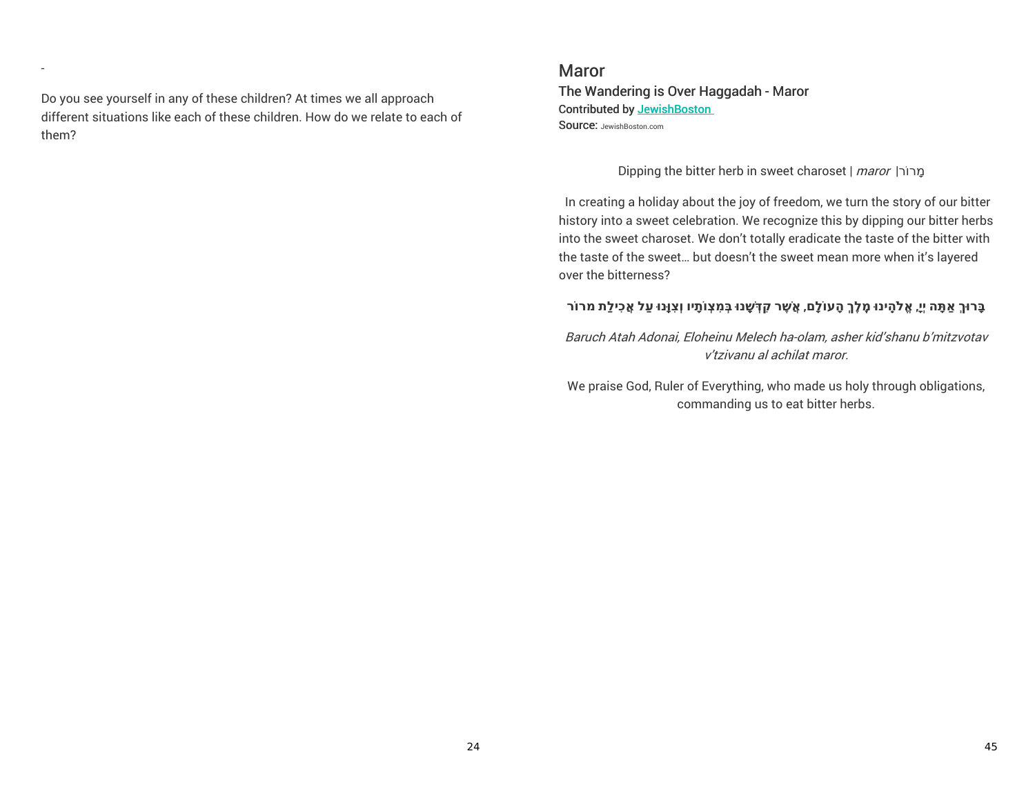-

Do you see yourself in any of these children? At times we all approach different situations like each of these children. How do we relate to each of them?

## Maror

### The Wandering is Over Haggadah - Maror

Contributed by JewishBoston

Source: JewishBoston.com

Dipping the bitter herb in sweet charoset | *maror* |מָרוֹר

In creating a holiday about the joy of freedom, we turn the story of our bitter history into a sweet celebration. We recognize this by dipping our bitter herbs into the sweet charoset. We don't totally eradicate the taste of the bitter with the taste of the sweet… but doesn't the sweet mean more when it's layered over the bitterness?

**בָּרוּךְ אַתָּה יְיָ, אֱלֹהֵינוּ מֶלֶךְ הָעוֹלָם, אֲשֶׁר קִדְּשָׁנוּ בְּמִצְוֹתָיו וְצִוָּנוּ עַל אֲכִילַת מרוֹר**

*Baruch Atah Adonai, Eloheinu Melech ha-olam, asher kid'shanu b'mitzvotav v'tzivanu al achilat maror.*

We praise God, Ruler of Everything, who made us holy through obligations, commanding us to eat bitter herbs.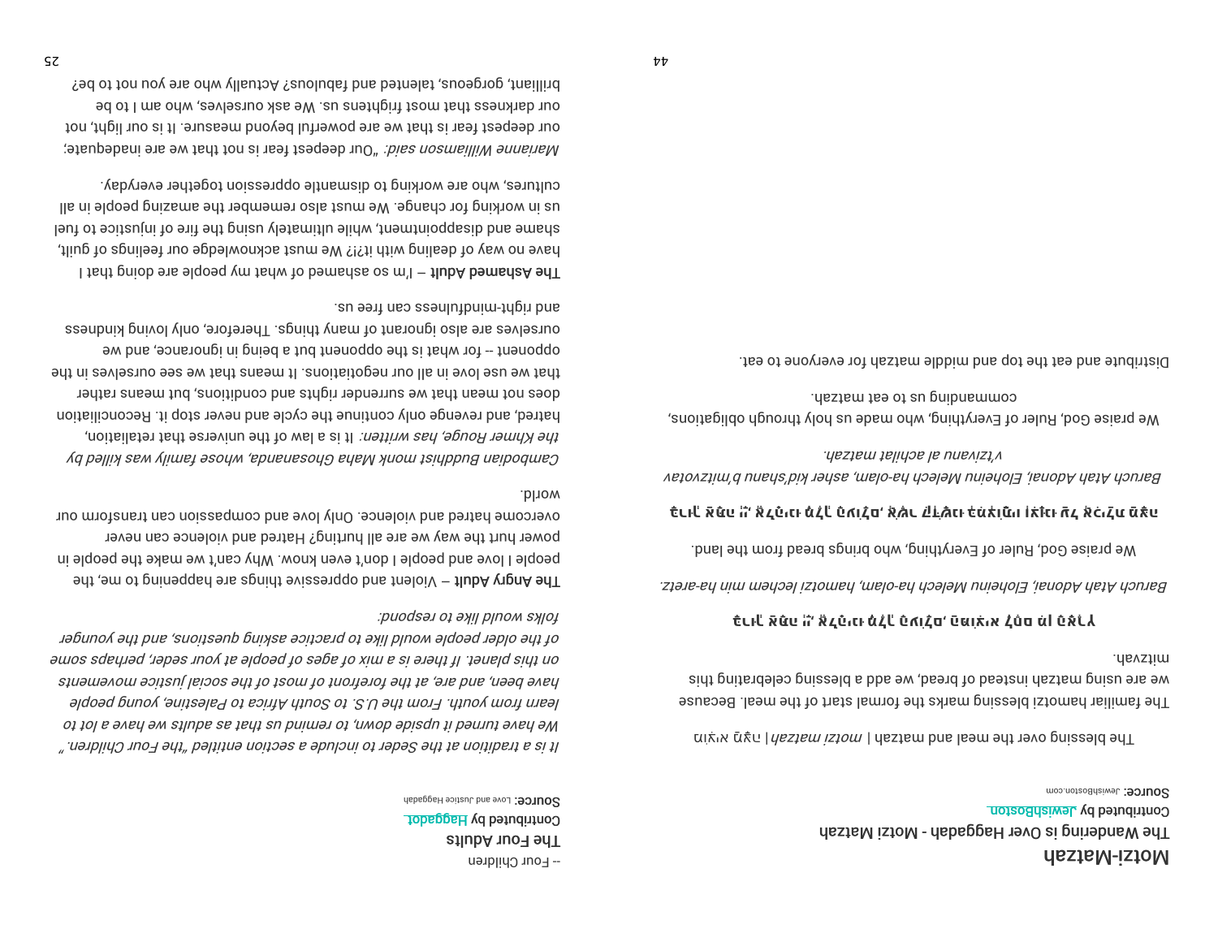# Motzi-Matzah

The Wandering is Over Haggadah - Motzi Matzah

Contributed by JewishBoston

**Source**: JewishBoston.com

The blessing over the meal and matzah | *motzi matzah* | מוֹצִיא מַצָּה

The familiar hamotzi blessing marks the formal start of the meal. Because we are using matzah instead of bread, we add a blessing celebrating this mitzvah.

בָּרוּךְ אַתָּה יְיָ, אֱלֹהֵינוּ מֶלֶךְ הָעוֹלָם, הַמּוֹצִיא לֶחֶם מִן הָאָרֶץ

*Baruch Atah Adonai, Eloheinu Melech ha-olam, hamotzi lechem min ha-aretz.*

We praise God, Ruler of Everything, who brings bread from the land.

בָּרוּךְ אַתָּה יְיָ, אֱלֹהֵינוּ מֶלֶךְ הָעוֹלָם, אֲשֶׁר קִדְּשָׁנוּ בְּמִצְוֹתָיו וְצִוָּנוּ עַל אֲכִילַת מַצָּה

*Baruch Atah Adonai, Eloheinu Melech ha-olam, asher kid'shanu b'mitzvotav v'tzivanu al achilat matzah.*

We praise God, Ruler of Everything, who made us holy through obligations, commanding us to eat matzah.

Distribute and eat the top and middle matzah for everyone to eat.

-- Four Children

# The Four Adults

Contributed by Haggadot

**Source**: Love and Justice Haggadah

*It is a tradition at the Seder to include a section entitled "the Four Children." We have turned it upside down, to remind us that as adults we have a lot to learn from youth. From the U.S. to South Africa to Palestine, young people have been, and are, at the forefront of most of the social justice movements on this planet. If there is a mix of ages of people at your seder, perhaps some of the older people would like to practice asking questions, and the younger folks would like to respond:*

**The Angry Adult** – Violent and oppressive things are happening to me, the people I love and people I don't even know. Why can't we make the people in power hurt the way we are all hurting? Hatred and violence can never overcome hatred and violence. Only love and compassion can transform our world.

*Cambodian Buddhist monk Maha Ghosananda, whose family was killed by the Khmer Rouge, has written:* It is a law of the universe that retaliation, hatred, and revenge only continue the cycle and never stop it. Reconciliation does not mean that we surrender rights and conditions, but means rather that we use love in all our negotiations. It means that we see ourselves in the opponent -- for what is the opponent but a being in ignorance, and we ourselves are also ignorant of many things. Therefore, only loving kindness and right-mindfulness can free us.

**The Ashamed Adult** – I'm so ashamed of what my people are doing that I have no way of dealing with it?!? We must acknowledge our feelings of guilt, shame and disappointment, while ultimately using the fire of injustice to fuel us in working for change. We must also remember the amazing people in all cultures, who are working to dismantle oppression together everyday.

*Marianne Williamson said:* "Our deepest fear is not that we are inadequate; our deepest fear is that we are powerful beyond measure. It is our light, not our darkness that most frightens us. We ask ourselves, who am I to be brilliant, gorgeous, talented and fabulous? Actually who are you not to be?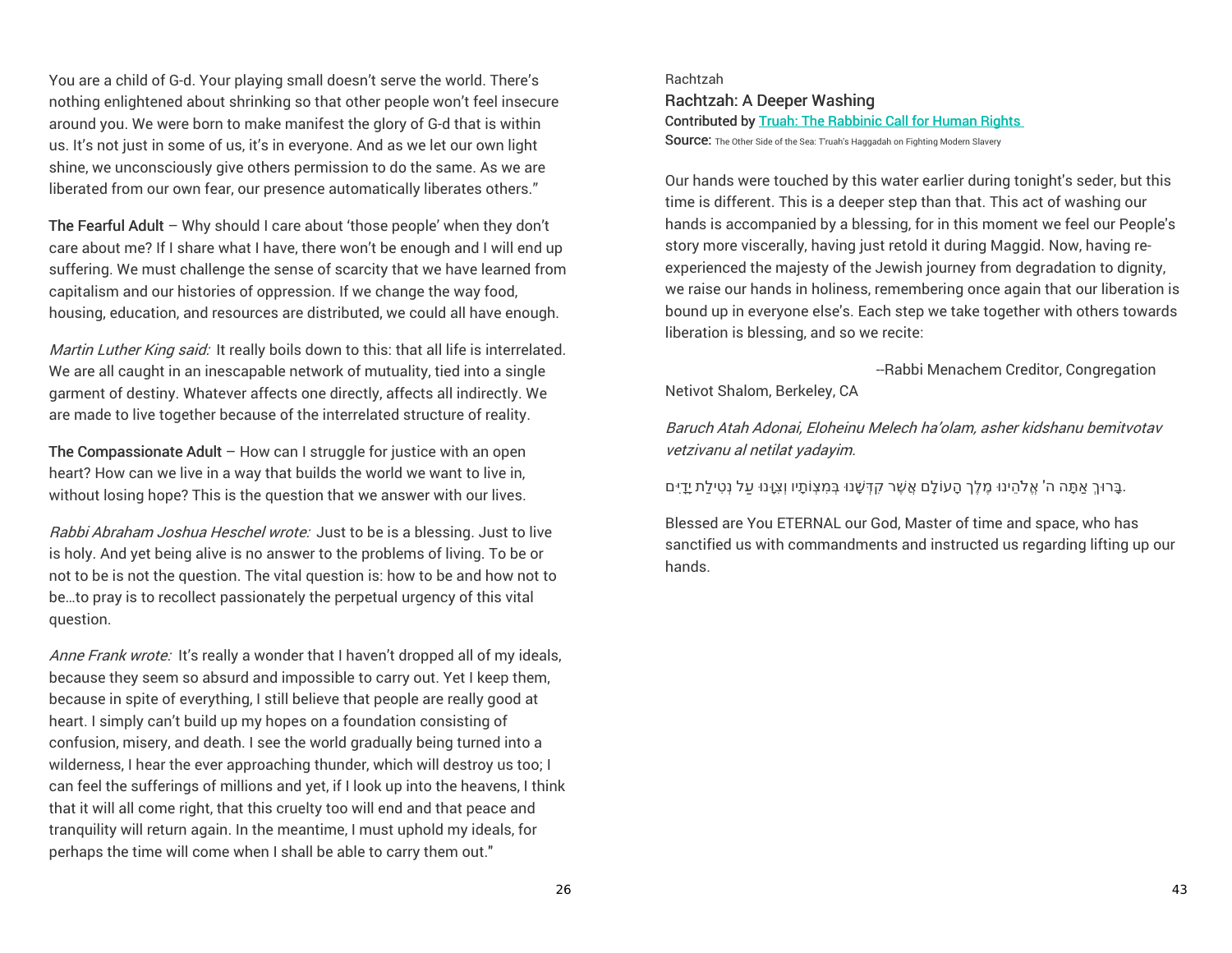You are a child of G-d. Your playing small doesn't serve the world. There's nothing enlightened about shrinking so that other people won't feel insecure around you. We were born to make manifest the glory of G-d that is within us. It's not just in some of us, it's in everyone. And as we let our own light shine, we unconsciously give others permission to do the same. As we are liberated from our own fear, our presence automatically liberates others."

**The Fearful Adult** – Why should I care about 'those people' when they don't care about me? If I share what I have, there won't be enough and I will end up suffering. We must challenge the sense of scarcity that we have learned from capitalism and our histories of oppression. If we change the way food, housing, education, and resources are distributed, we could all have enough.

*Martin Luther King said:* It really boils down to this: that all life is interrelated. We are all caught in an inescapable network of mutuality, tied into a single garment of destiny. Whatever affects one directly, affects all indirectly. We are made to live together because of the interrelated structure of reality.

**The Compassionate Adult** – How can I struggle for justice with an open heart? How can we live in a way that builds the world we want to live in, without losing hope? This is the question that we answer with our lives.

*Rabbi Abraham Joshua Heschel wrote:* Just to be is a blessing. Just to live is holy. And yet being alive is no answer to the problems of living. To be or not to be is not the question. The vital question is: how to be and how not to be…to pray is to recollect passionately the perpetual urgency of this vital question.

*Anne Frank wrote:* It's really a wonder that I haven't dropped all of my ideals, because they seem so absurd and impossible to carry out. Yet I keep them, because in spite of everything, I still believe that people are really good at heart. I simply can't build up my hopes on a foundation consisting of confusion, misery, and death. I see the world gradually being turned into a wilderness, I hear the ever approaching thunder, which will destroy us too; I can feel the sufferings of millions and yet, if I look up into the heavens, I think that it will all come right, that this cruelty too will end and that peace and tranquility will return again. In the meantime, I must uphold my ideals, for perhaps the time will come when I shall be able to carry them out."

Rachtzah

## Rachtzah: A Deeper Washing

**Contributed by** Truah: The Rabbinic Call for Human Rights

**Source:** The Other Side of the Sea: T'ruah's Haggadah on Fighting Modern Slavery

Our hands were touched by this water earlier during tonight's seder, but this time is different. This is a deeper step than that. This act of washing our hands is accompanied by a blessing, for in this moment we feel our People's story more viscerally, having just retold it during Maggid. Now, having re-experienced the majesty of the Jewish journey from degradation to dignity, we raise our hands in holiness, remembering once again that our liberation is bound up in everyone else's. Each step we take together with others towards liberation is blessing, and so we recite:

--Rabbi Menachem Creditor, Congregation Netivot Shalom, Berkeley, CA

*Baruch Atah Adonai, Eloheinu Melech ha'olam, asher kidshanu bemitvotav vetzivanu al netilat yadayim.*

בָּרוּךְ אַתָּה ה' אֱלֹהֵינוּ מֶלֶךְ הָעוֹלָם אֲשֶׁר קִדְּשָׁנוּ בְּמִצְוֹתָיו וְצִוָּנוּ עַל נְטִילַת יָדָיִם.

Blessed are You ETERNAL our God, Master of time and space, who has sanctified us with commandments and instructed us regarding lifting up our hands.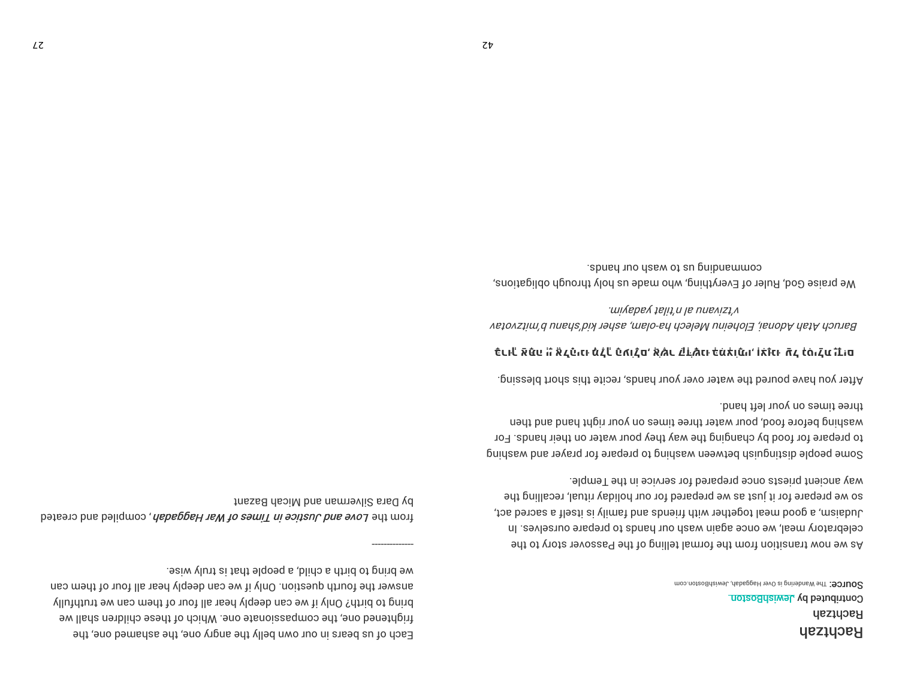# Rachtzah

## Rachtzah

Contributed by JewishBoston.

**Source**: The Wandering is Over Haggadah, JewishBoston.com

As we now transition from the formal telling of the Passover story to the celebratory meal, we once again wash our hands to prepare ourselves. In Judaism, a good meal together with friends and family is itself a sacred act, so we prepare for it just as we prepared for our holiday ritual, recalling the way ancient priests once prepared for service in the Temple.

Some people distinguish between washing to prepare for prayer and washing to prepare for food by changing the way they pour water on their hands. For washing before food, pour water three times on your right hand and then three times on your left hand.

After you have poured the water over your hands, recite this short blessing.

**בָּרוּךְ אַתָּה יְיָ אֱלֹהֵינוּ מֶלֶךְ הָעוֹלָם, אֲשֶׁר קִדְּשָׁנוּ בְּמִצְוֹתָיו, וְצִוָּנוּ עַל נְטִילַת יָדָיִם**

*Baruch Atah Adonai, Eloheinu Melech ha-olam, asher kid'shanu b'mitzvotav v'tzivanu al n'tilat yadayim.*

We praise God, Ruler of Everything, who made us holy through obligations, commanding us to wash our hands.

Each of us bears in our own belly the angry one, the ashamed one, the frightened one, the compassionate one. Which of these children shall we bring to birth? Only if we can deeply hear all four of them can we truthfully answer the fourth question. Only if we can deeply hear all four of them can we bring to birth a child, a people that is truly wise.

-------------

from the ***Love and Justice in Times of War Haggadah***, compiled and created by Dara Silverman and Micah Bazant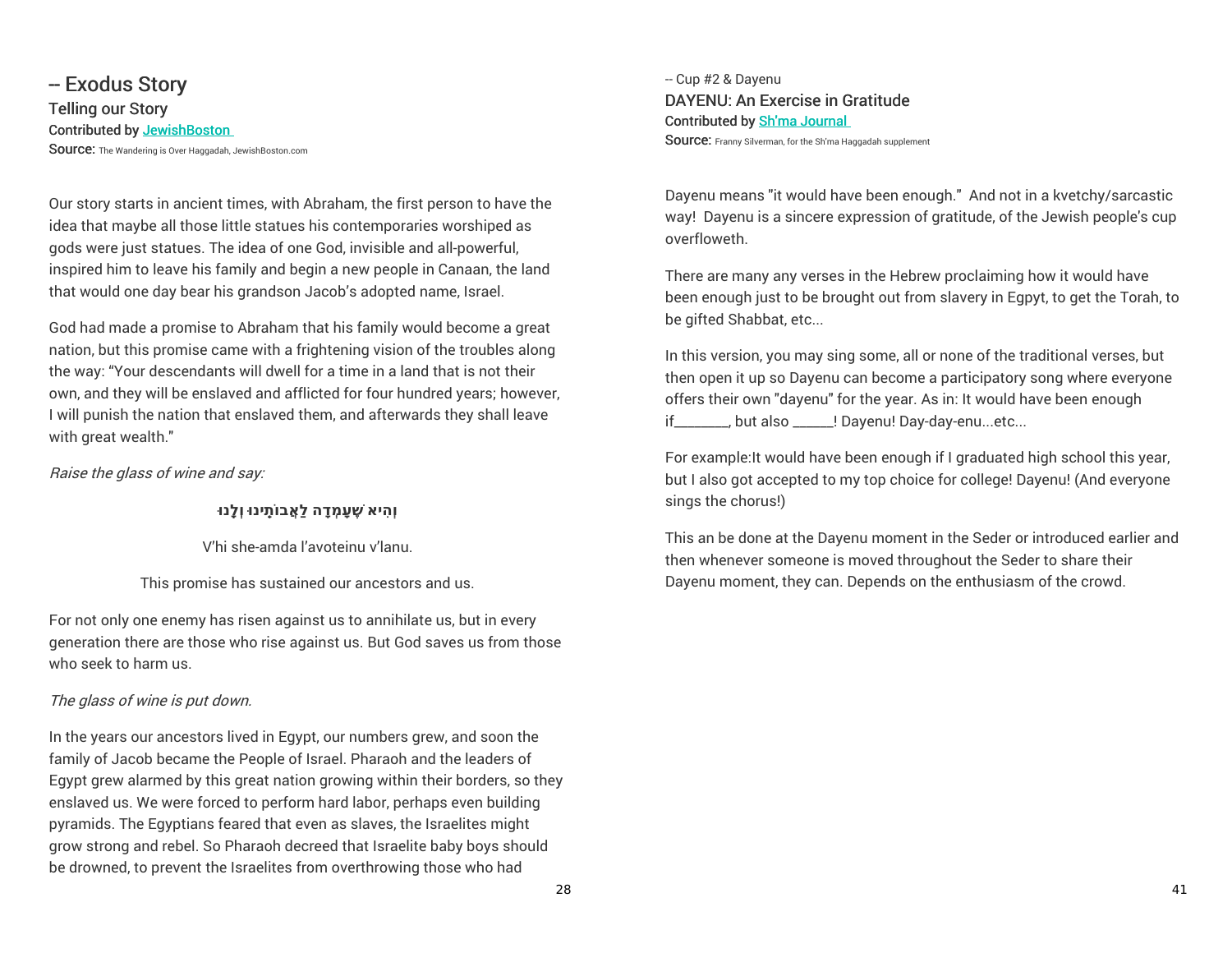## -- Exodus Story

### Telling our Story

**Contributed by [JewishBoston](JewishBoston)**

**Source:** The Wandering is Over Haggadah, JewishBoston.com

Our story starts in ancient times, with Abraham, the first person to have the idea that maybe all those little statues his contemporaries worshiped as gods were just statues. The idea of one God, invisible and all-powerful, inspired him to leave his family and begin a new people in Canaan, the land that would one day bear his grandson Jacob's adopted name, Israel.

God had made a promise to Abraham that his family would become a great nation, but this promise came with a frightening vision of the troubles along the way: "Your descendants will dwell for a time in a land that is not their own, and they will be enslaved and afflicted for four hundred years; however, I will punish the nation that enslaved them, and afterwards they shall leave with great wealth."

*Raise the glass of wine and say:*

**וְהִיא שֶׁעָמְדָה לַאֲבוֹתֵינוּ וְלָנוּ**

V'hi she-amda l'avoteinu v'lanu.

This promise has sustained our ancestors and us.

For not only one enemy has risen against us to annihilate us, but in every generation there are those who rise against us. But God saves us from those who seek to harm us.

*The glass of wine is put down.*

In the years our ancestors lived in Egypt, our numbers grew, and soon the family of Jacob became the People of Israel. Pharaoh and the leaders of Egypt grew alarmed by this great nation growing within their borders, so they enslaved us. We were forced to perform hard labor, perhaps even building pyramids. The Egyptians feared that even as slaves, the Israelites might grow strong and rebel. So Pharaoh decreed that Israelite baby boys should be drowned, to prevent the Israelites from overthrowing those who had

-- Cup #2 & Dayenu

### DAYENU: An Exercise in Gratitude

**Contributed by [Sh'ma Journal](Sh'ma Journal)**

**Source:** Franny Silverman, for the Sh'ma Haggadah supplement

Dayenu means "it would have been enough." And not in a kvetchy/sarcastic way! Dayenu is a sincere expression of gratitude, of the Jewish people's cup overfloweth.

There are many any verses in the Hebrew proclaiming how it would have been enough just to be brought out from slavery in Egpyt, to get the Torah, to be gifted Shabbat, etc...

In this version, you may sing some, all or none of the traditional verses, but then open it up so Dayenu can become a participatory song where everyone offers their own "dayenu" for the year. As in: It would have been enough if________, but also ______! Dayenu! Day-day-enu...etc...

For example:It would have been enough if I graduated high school this year, but I also got accepted to my top choice for college! Dayenu! (And everyone sings the chorus!)

This an be done at the Dayenu moment in the Seder or introduced earlier and then whenever someone is moved throughout the Seder to share their Dayenu moment, they can. Depends on the enthusiasm of the crowd.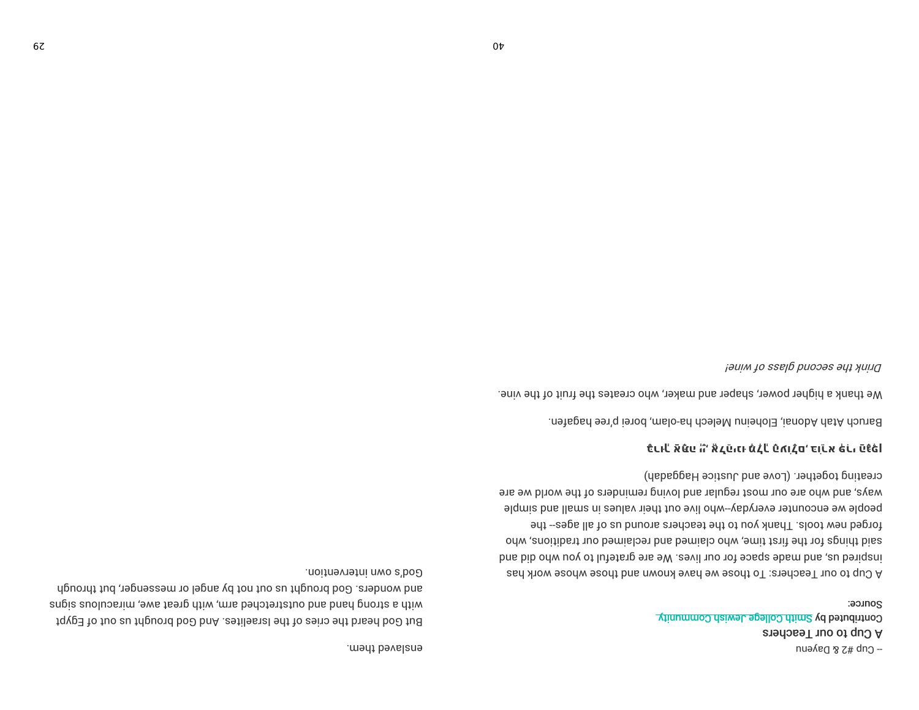-- Cup #2 & Dayenu

## A Cup to our Teachers

**Contributed by** Smith College Jewish Community

**Source:**

A Cup to our Teachers: To those we have known and those whose work has inspired us, and made space for our lives. We are grateful to you who did and said things for the first time, who claimed and reclaimed our traditions, who forged new tools. Thank you to the teachers around us of all ages-- the people we encounter everyday--who live out their values in small and simple ways, and who are our most regular and loving reminders of the world we are creating together. (Love and Justice Haggadah)

**בָּרוּךְ אַתָּה יְיָ אֱלֹהֵינוּ מֶלֶךְ הָעוֹלָם, בּוֹרֵא פְּרִי הַגָּפֶן**

Baruch Atah Adonai, Eloheinu Melech ha-olam, borei p'ree hagafen.

We thank a higher power, shaper and maker, who creates the fruit of the vine.

*Drink the second glass of wine!*

enslaved them.

But God heard the cries of the Israelites. And God brought us out of Egypt with a strong hand and outstretched arm, with great awe, miraculous signs and wonders. God brought us out not by angel or messenger, but through God's own intervention.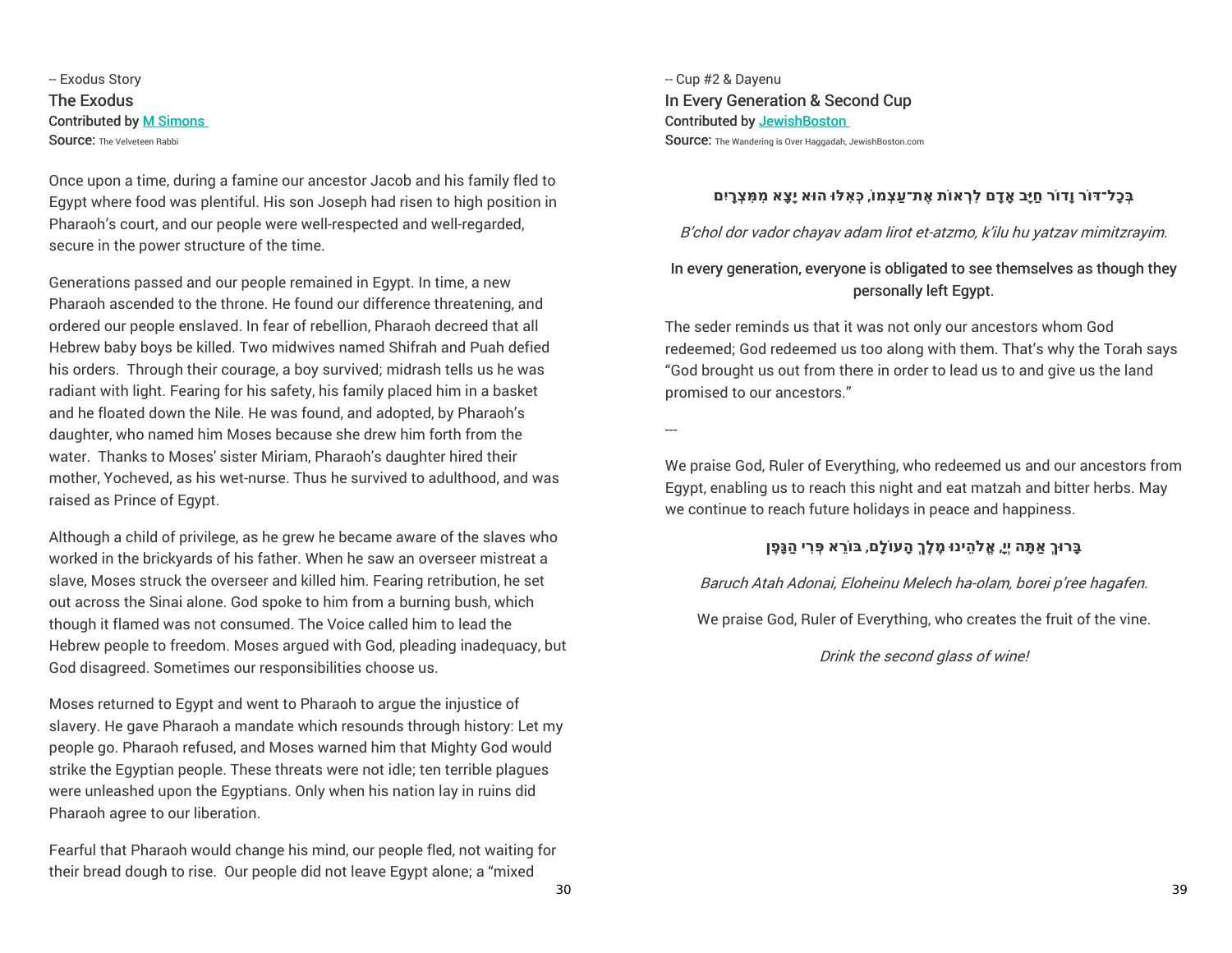-- Exodus Story

## The Exodus

**Contributed by [M Simons]**

**Source:** The Velveteen Rabbi

Once upon a time, during a famine our ancestor Jacob and his family fled to Egypt where food was plentiful. His son Joseph had risen to high position in Pharaoh's court, and our people were well-respected and well-regarded, secure in the power structure of the time.

Generations passed and our people remained in Egypt. In time, a new Pharaoh ascended to the throne. He found our difference threatening, and ordered our people enslaved. In fear of rebellion, Pharaoh decreed that all Hebrew baby boys be killed. Two midwives named Shifrah and Puah defied his orders. Through their courage, a boy survived; midrash tells us he was radiant with light. Fearing for his safety, his family placed him in a basket and he floated down the Nile. He was found, and adopted, by Pharaoh's daughter, who named him Moses because she drew him forth from the water. Thanks to Moses' sister Miriam, Pharaoh's daughter hired their mother, Yocheved, as his wet-nurse. Thus he survived to adulthood, and was raised as Prince of Egypt.

Although a child of privilege, as he grew he became aware of the slaves who worked in the brickyards of his father. When he saw an overseer mistreat a slave, Moses struck the overseer and killed him. Fearing retribution, he set out across the Sinai alone. God spoke to him from a burning bush, which though it flamed was not consumed. The Voice called him to lead the Hebrew people to freedom. Moses argued with God, pleading inadequacy, but God disagreed. Sometimes our responsibilities choose us.

Moses returned to Egypt and went to Pharaoh to argue the injustice of slavery. He gave Pharaoh a mandate which resounds through history: Let my people go. Pharaoh refused, and Moses warned him that Mighty God would strike the Egyptian people. These threats were not idle; ten terrible plagues were unleashed upon the Egyptians. Only when his nation lay in ruins did Pharaoh agree to our liberation.

Fearful that Pharaoh would change his mind, our people fled, not waiting for their bread dough to rise. Our people did not leave Egypt alone; a "mixed

-- Cup #2 & Dayenu

## In Every Generation & Second Cup

**Contributed by [JewishBoston]**

**Source:** The Wandering is Over Haggadah, JewishBoston.com

**בְּכָל־דּוֹר וָדוֹר חַיָּב אָדָם לִרְאוֹת אֶת־עַצְמוֹ, כְּאִלּוּ הוּא יָצָא מִמִּצְרָיִם**

*B'chol dor vador chayav adam lirot et-atzmo, k'ilu hu yatzav mimitzrayim.*

In every generation, everyone is obligated to see themselves as though they personally left Egypt.

The seder reminds us that it was not only our ancestors whom God redeemed; God redeemed us too along with them. That's why the Torah says "God brought us out from there in order to lead us to and give us the land promised to our ancestors."

---

We praise God, Ruler of Everything, who redeemed us and our ancestors from Egypt, enabling us to reach this night and eat matzah and bitter herbs. May we continue to reach future holidays in peace and happiness.

**בָּרוּךְ אַתָּה יְיָ, אֱלֹהֵינוּ מֶלֶךְ הָעוֹלָם, בּוֹרֵא פְּרִי הַגָּפֶן**

*Baruch Atah Adonai, Eloheinu Melech ha-olam, borei p'ree hagafen.*

We praise God, Ruler of Everything, who creates the fruit of the vine.

*Drink the second glass of wine!*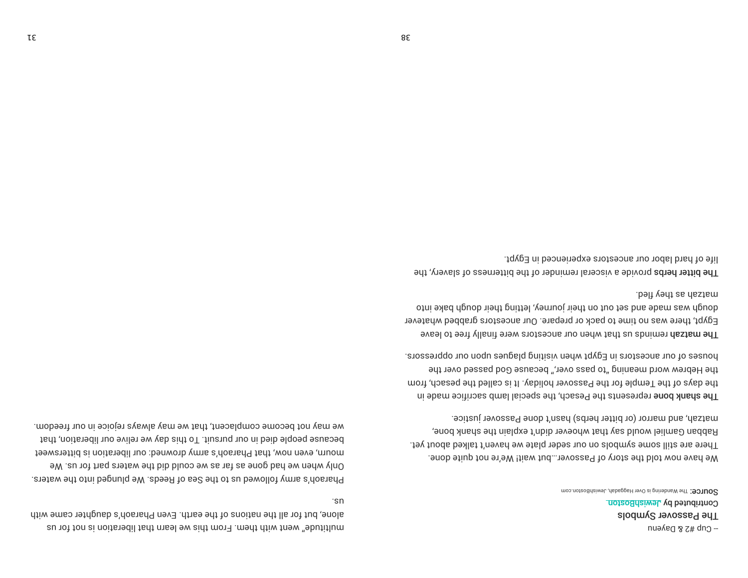-- Cup #2 & Dayenu

## The Passover Symbols

Contributed by JewishBoston

**Source:** The Wandering is Over Haggadah, JewishBoston.com

We have now told the story of Passover…but wait! We're not quite done. There are still some symbols on our seder plate we haven't talked about yet. Rabban Gamliel would say that whoever didn't explain the shank bone, matzah, and marror (or bitter herbs) hasn't done Passover justice.

**The shank bone** represents the Pesach, the special lamb sacrifice made in the days of the Temple for the Passover holiday. It is called the pesach, from the Hebrew word meaning "to pass over," because God passed over the houses of our ancestors in Egypt when visiting plagues upon our oppressors.

**The matzah** reminds us that when our ancestors were finally free to leave Egypt, there was no time to pack or prepare. Our ancestors grabbed whatever dough was made and set out on their journey, letting their dough bake into matzah as they fled.

**The bitter herbs** provide a visceral reminder of the bitterness of slavery, the life of hard labor our ancestors experienced in Egypt.

multitude" went with them. From this we learn that liberation is not for us alone, but for all the nations of the earth. Even Pharaoh's daughter came with us.

Pharaoh's army followed us to the Sea of Reeds. We plunged into the waters. Only when we had gone as far as we could did the waters part for us. We mourn, even now, that Pharaoh's army drowned: our liberation is bittersweet because people died in our pursuit. To this day we relive our liberation, that we may not become complacent, that we may always rejoice in our freedom.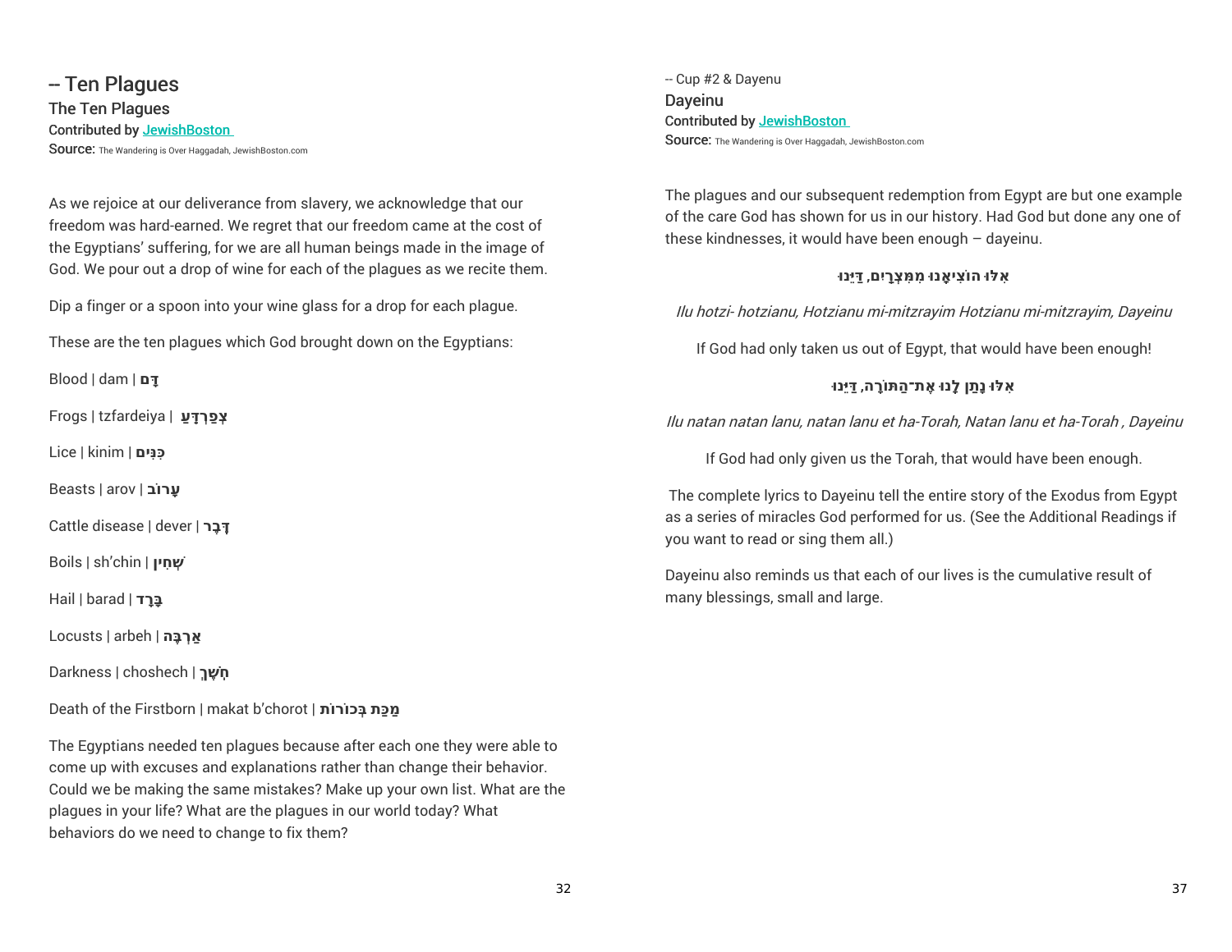## -- Ten Plagues

### The Ten Plagues

**Contributed by JewishBoston**

Source: The Wandering is Over Haggadah, JewishBoston.com

As we rejoice at our deliverance from slavery, we acknowledge that our freedom was hard-earned. We regret that our freedom came at the cost of the Egyptians' suffering, for we are all human beings made in the image of God. We pour out a drop of wine for each of the plagues as we recite them.

Dip a finger or a spoon into your wine glass for a drop for each plague.

These are the ten plagues which God brought down on the Egyptians:

Blood | dam | **דָּם**

Frogs | tzfardeiya | **צְפַרְדֵּעַ**

Lice | kinim | **כִּנִּים**

Beasts | arov | **עָרוֹב**

Cattle disease | dever | **דֶּבֶר**

Boils | sh'chin | **שְׁחִין**

Hail | barad | **בָּרָד**

Locusts | arbeh | **אַרְבֶּה**

Darkness | choshech | **חֹשֶׁךְ**

Death of the Firstborn | makat b'chorot | **מַכַּת בְּכוֹרוֹת**

The Egyptians needed ten plagues because after each one they were able to come up with excuses and explanations rather than change their behavior. Could we be making the same mistakes? Make up your own list. What are the plagues in your life? What are the plagues in our world today? What behaviors do we need to change to fix them?

-- Cup #2 & Dayenu

### Dayeinu

**Contributed by JewishBoston**

Source: The Wandering is Over Haggadah, JewishBoston.com

The plagues and our subsequent redemption from Egypt are but one example of the care God has shown for us in our history. Had God but done any one of these kindnesses, it would have been enough – dayeinu.

**אִלּוּ הוֹצִיאָנוּ מִמִּצְרַיִם, דַּיֵּנוּ**

*Ilu hotzi- hotzianu, Hotzianu mi-mitzrayim Hotzianu mi-mitzrayim, Dayeinu*

If God had only taken us out of Egypt, that would have been enough!

**אִלּוּ נָתַן לָנוּ אֶת־הַתּוֹרָה, דַּיֵּנוּ**

*Ilu natan natan lanu, natan lanu et ha-Torah, Natan lanu et ha-Torah , Dayeinu*

If God had only given us the Torah, that would have been enough.

The complete lyrics to Dayeinu tell the entire story of the Exodus from Egypt as a series of miracles God performed for us. (See the Additional Readings if you want to read or sing them all.)

Dayeinu also reminds us that each of our lives is the cumulative result of many blessings, small and large.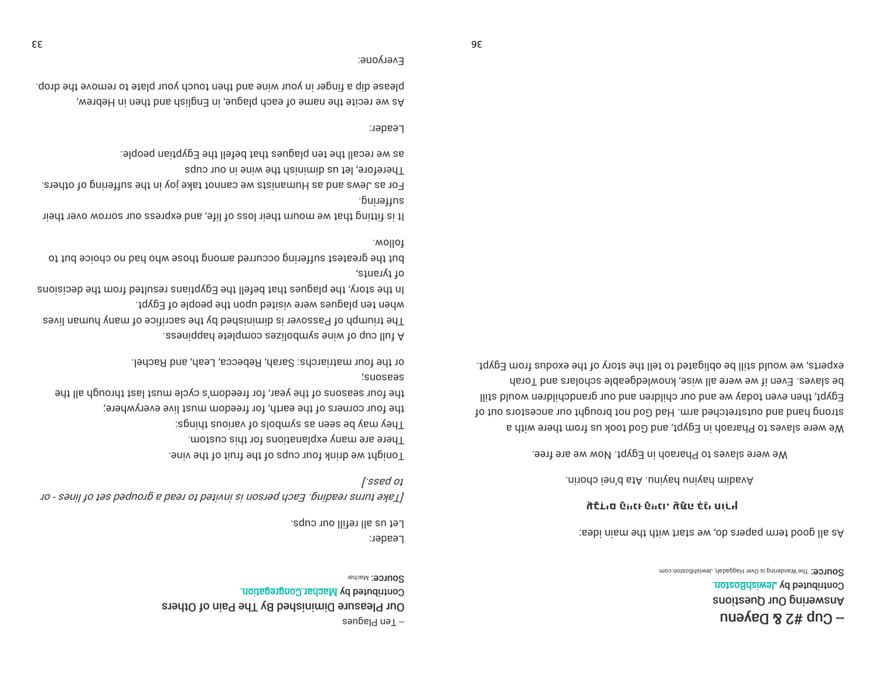## -- Cup #2 & Dayenu

### Answering Our Questions

Contributed by JewishBoston

**Source:** The Wandering is Over Haggadah, JewishBoston.com

As all good term papers do, we start with the main idea:

**עֲבָדִים הָיִינוּ. עַתָּה בְּנֵי חוֹרִין**

Avadim hayinu. Ata b'nei chorin.

We were slaves to Pharaoh in Egypt. Now we are free.

We were slaves to Pharaoh in Egypt, and God took us from there with a strong hand and outstretched arm. Had God not brought our ancestors out of Egypt, then even today we and our children and our grandchildren would still be slaves. Even if we were all wise, knowledgeable scholars and Torah experts, we would still be obligated to tell the story of the exodus from Egypt.

-- Ten Plagues

### Our Pleasure Diminished By The Pain of Others

Contributed by Machar Congregation

**Source:** Machar

Leader:

Let us all refill our cups.

*[Take turns reading. Each person is invited to read a grouped set of lines - or to pass.]*

Tonight we drink four cups of the fruit of the vine.
There are many explanations for this custom.
They may be seen as symbols of various things:
the four corners of the earth, for freedom must live everywhere;
the four seasons of the year, for freedom's cycle must last through all the seasons;
or the four matriarchs: Sarah, Rebecca, Leah, and Rachel.

A full cup of wine symbolizes complete happiness.
The triumph of Passover is diminished by the sacrifice of many human lives
when ten plagues were visited upon the people of Egypt.
In the story, the plagues that befell the Egyptians resulted from the decisions of tyrants,
but the greatest suffering occurred among those who had no choice but to follow.

It is fitting that we mourn their loss of life, and express our sorrow over their suffering.
For as Jews and as Humanists we cannot take joy in the suffering of others.
Therefore, let us diminish the wine in our cups
as we recall the ten plagues that befell the Egyptian people.

Leader:

As we recite the name of each plague, in English and then in Hebrew,
please dip a finger in your wine and then touch your plate to remove the drop.

Everyone: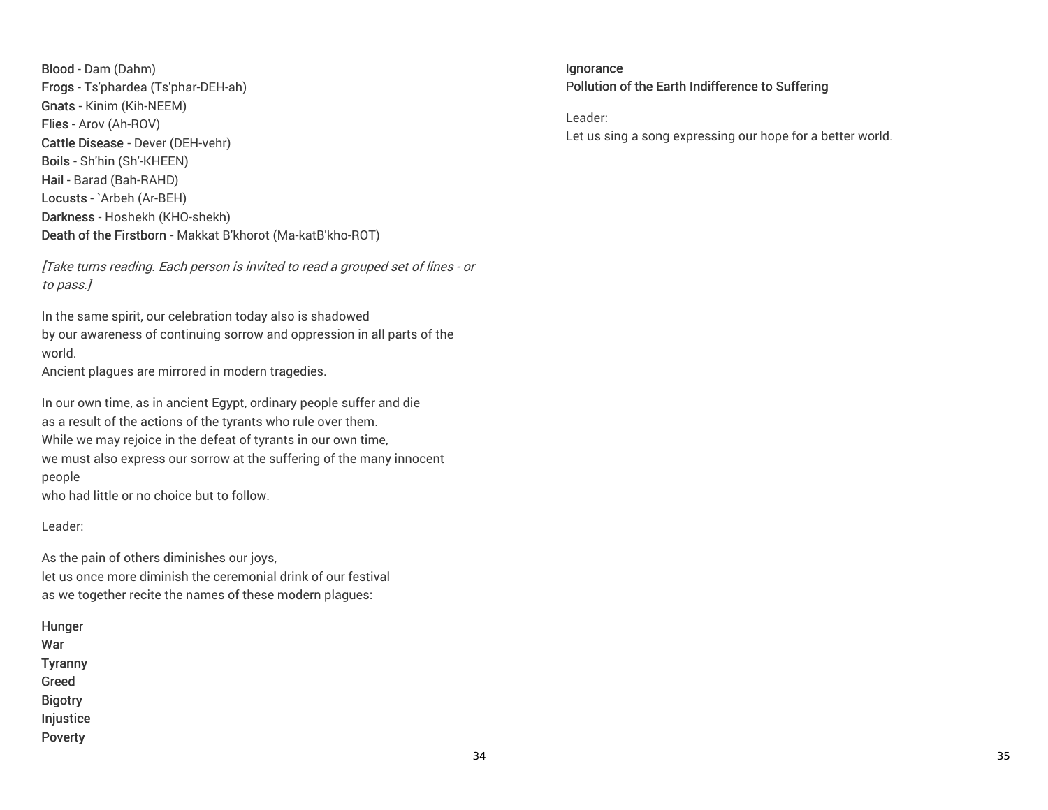**Blood** - Dam (Dahm)
**Frogs** - Ts'phardea (Ts'phar-DEH-ah)
**Gnats** - Kinim (Kih-NEEM)
**Flies** - Arov (Ah-ROV)
**Cattle Disease** - Dever (DEH-vehr)
**Boils** - Sh'hin (Sh'-KHEEN)
**Hail** - Barad (Bah-RAHD)
**Locusts** - `Arbeh (Ar-BEH)
**Darkness** - Hoshekh (KHO-shekh)
**Death of the Firstborn** - Makkat B'khorot (Ma-katB'kho-ROT)

*[Take turns reading. Each person is invited to read a grouped set of lines - or to pass.]*

In the same spirit, our celebration today also is shadowed
by our awareness of continuing sorrow and oppression in all parts of the world.
Ancient plagues are mirrored in modern tragedies.

In our own time, as in ancient Egypt, ordinary people suffer and die
as a result of the actions of the tyrants who rule over them.
While we may rejoice in the defeat of tyrants in our own time,
we must also express our sorrow at the suffering of the many innocent people
who had little or no choice but to follow.

Leader:

As the pain of others diminishes our joys,
let us once more diminish the ceremonial drink of our festival
as we together recite the names of these modern plagues:

**Hunger**
**War**
**Tyranny**
**Greed**
**Bigotry**
**Injustice**
**Poverty**
**Ignorance**
**Pollution of the Earth Indifference to Suffering**

Leader:
Let us sing a song expressing our hope for a better world.